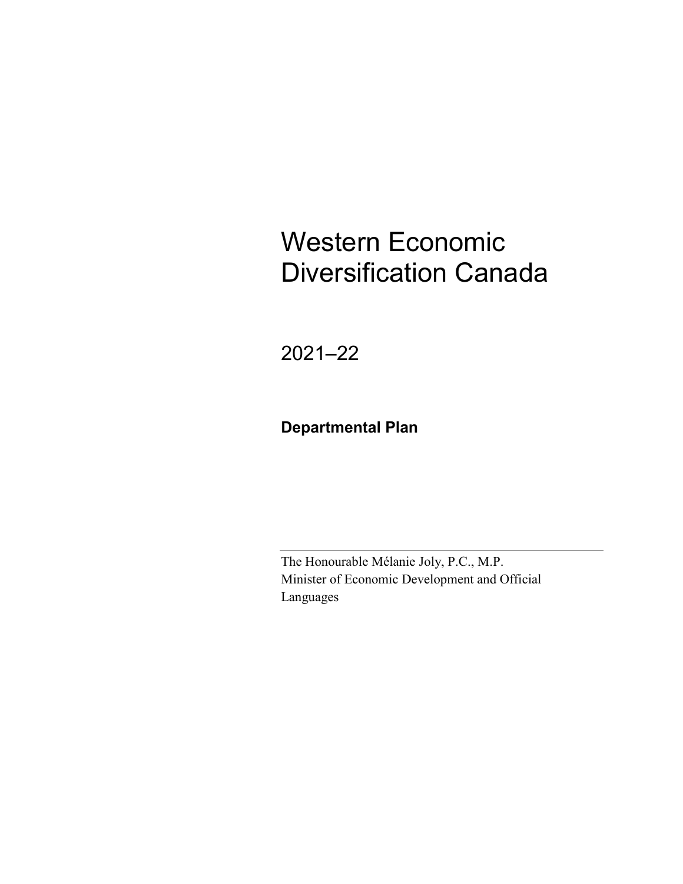# Western Economic Diversification Canada

2021–22

**Departmental Plan**

---

The Honourable Mélanie Joly, P.C., M.P.
Minister of Economic Development and Official Languages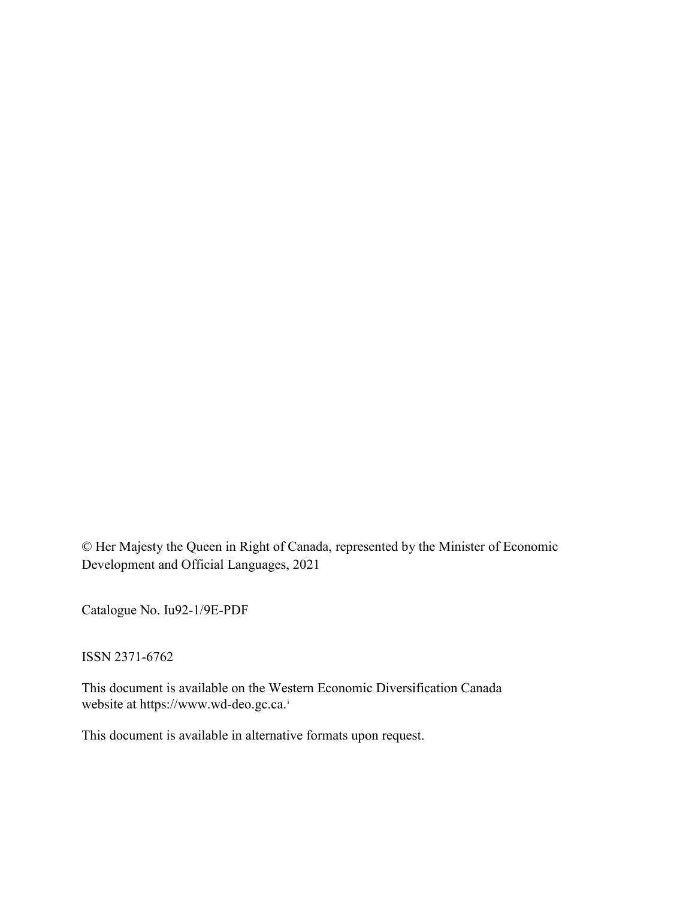© Her Majesty the Queen in Right of Canada, represented by the Minister of Economic Development and Official Languages, 2021

Catalogue No. Iu92-1/9E-PDF

ISSN 2371-6762

This document is available on the Western Economic Diversification Canada website at https://www.wd-deo.gc.ca.[i]

This document is available in alternative formats upon request.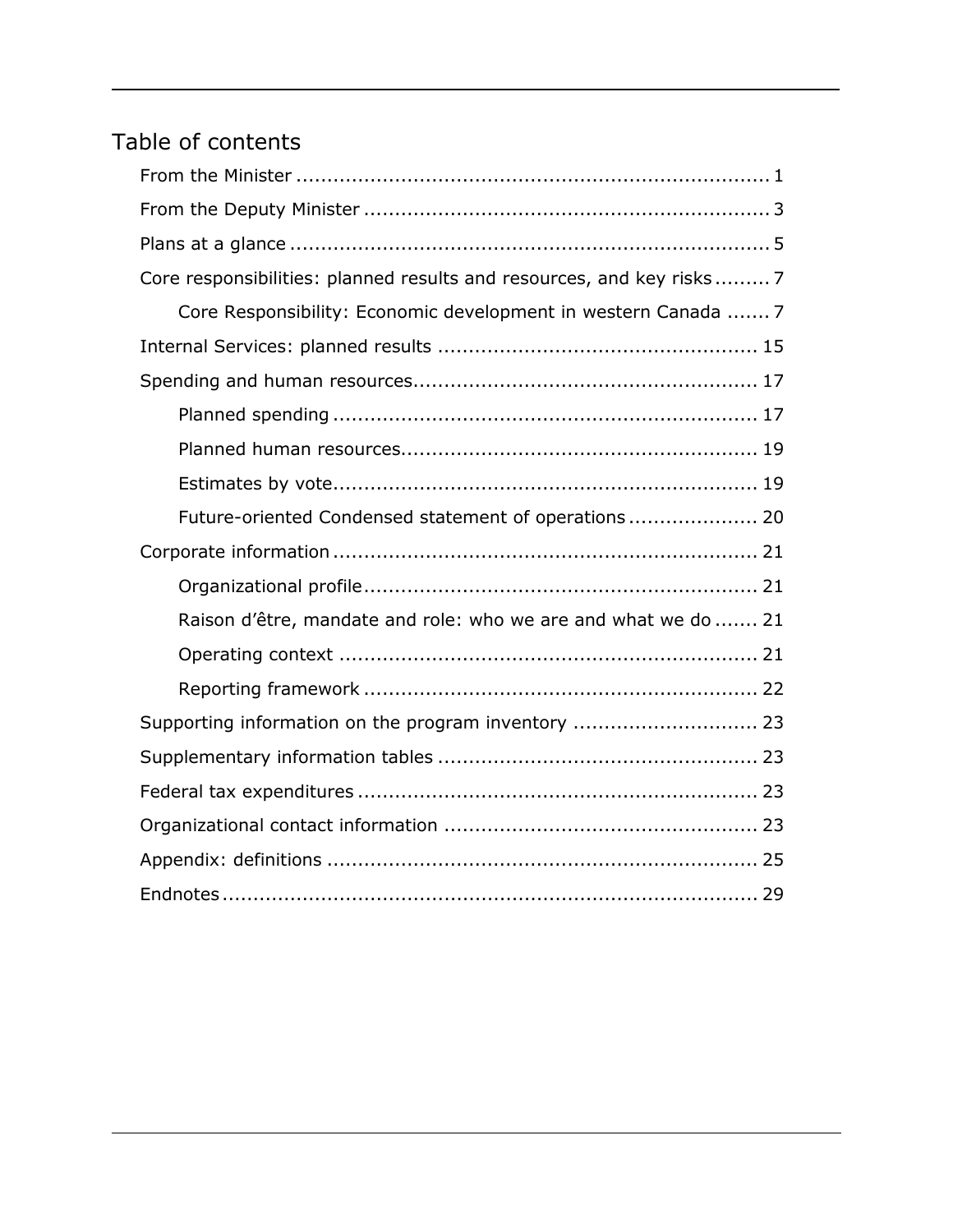# Table of contents

- From the Minister ........................................................................... 1
- From the Deputy Minister ................................................................ 3
- Plans at a glance ............................................................................ 5
- Core responsibilities: planned results and resources, and key risks ......... 7
    - Core Responsibility: Economic development in western Canada ....... 7
- Internal Services: planned results .................................................. 15
- Spending and human resources...................................................... 17
    - Planned spending ................................................................... 17
    - Planned human resources......................................................... 19
    - Estimates by vote................................................................... 19
    - Future-oriented Condensed statement of operations ..................... 20
- Corporate information ................................................................... 21
    - Organizational profile............................................................... 21
    - Raison d'être, mandate and role: who we are and what we do ....... 21
    - Operating context .................................................................. 21
    - Reporting framework ............................................................... 22
- Supporting information on the program inventory ............................. 23
- Supplementary information tables ................................................... 23
- Federal tax expenditures ................................................................ 23
- Organizational contact information .................................................. 23
- Appendix: definitions ..................................................................... 25
- Endnotes...................................................................................... 29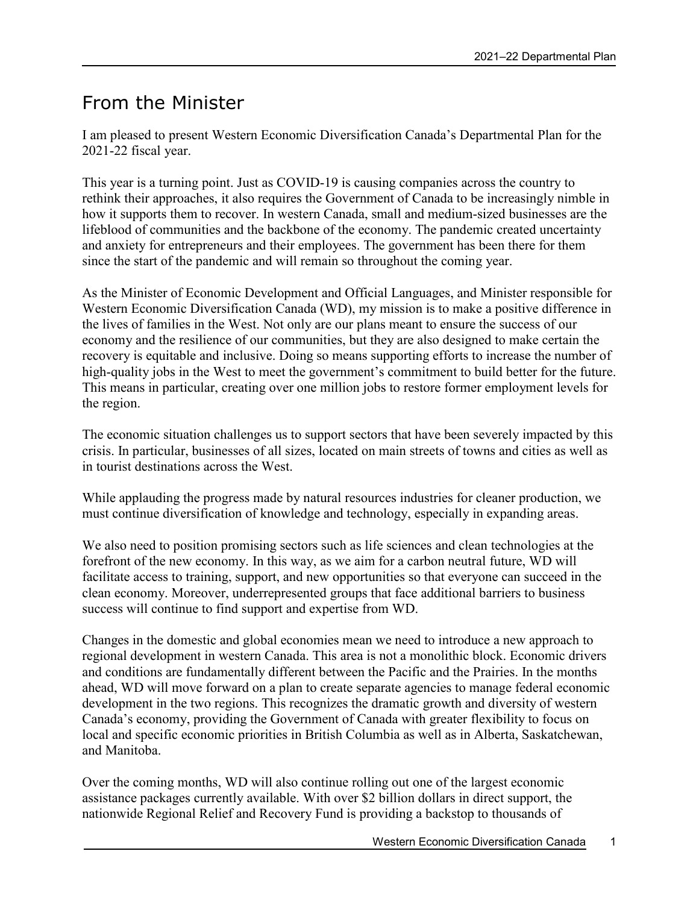# From the Minister

I am pleased to present Western Economic Diversification Canada's Departmental Plan for the 2021-22 fiscal year.

This year is a turning point. Just as COVID-19 is causing companies across the country to rethink their approaches, it also requires the Government of Canada to be increasingly nimble in how it supports them to recover. In western Canada, small and medium-sized businesses are the lifeblood of communities and the backbone of the economy. The pandemic created uncertainty and anxiety for entrepreneurs and their employees. The government has been there for them since the start of the pandemic and will remain so throughout the coming year.

As the Minister of Economic Development and Official Languages, and Minister responsible for Western Economic Diversification Canada (WD), my mission is to make a positive difference in the lives of families in the West. Not only are our plans meant to ensure the success of our economy and the resilience of our communities, but they are also designed to make certain the recovery is equitable and inclusive. Doing so means supporting efforts to increase the number of high-quality jobs in the West to meet the government's commitment to build better for the future. This means in particular, creating over one million jobs to restore former employment levels for the region.

The economic situation challenges us to support sectors that have been severely impacted by this crisis. In particular, businesses of all sizes, located on main streets of towns and cities as well as in tourist destinations across the West.

While applauding the progress made by natural resources industries for cleaner production, we must continue diversification of knowledge and technology, especially in expanding areas.

We also need to position promising sectors such as life sciences and clean technologies at the forefront of the new economy. In this way, as we aim for a carbon neutral future, WD will facilitate access to training, support, and new opportunities so that everyone can succeed in the clean economy. Moreover, underrepresented groups that face additional barriers to business success will continue to find support and expertise from WD.

Changes in the domestic and global economies mean we need to introduce a new approach to regional development in western Canada. This area is not a monolithic block. Economic drivers and conditions are fundamentally different between the Pacific and the Prairies. In the months ahead, WD will move forward on a plan to create separate agencies to manage federal economic development in the two regions. This recognizes the dramatic growth and diversity of western Canada's economy, providing the Government of Canada with greater flexibility to focus on local and specific economic priorities in British Columbia as well as in Alberta, Saskatchewan, and Manitoba.

Over the coming months, WD will also continue rolling out one of the largest economic assistance packages currently available. With over $2 billion dollars in direct support, the nationwide Regional Relief and Recovery Fund is providing a backstop to thousands of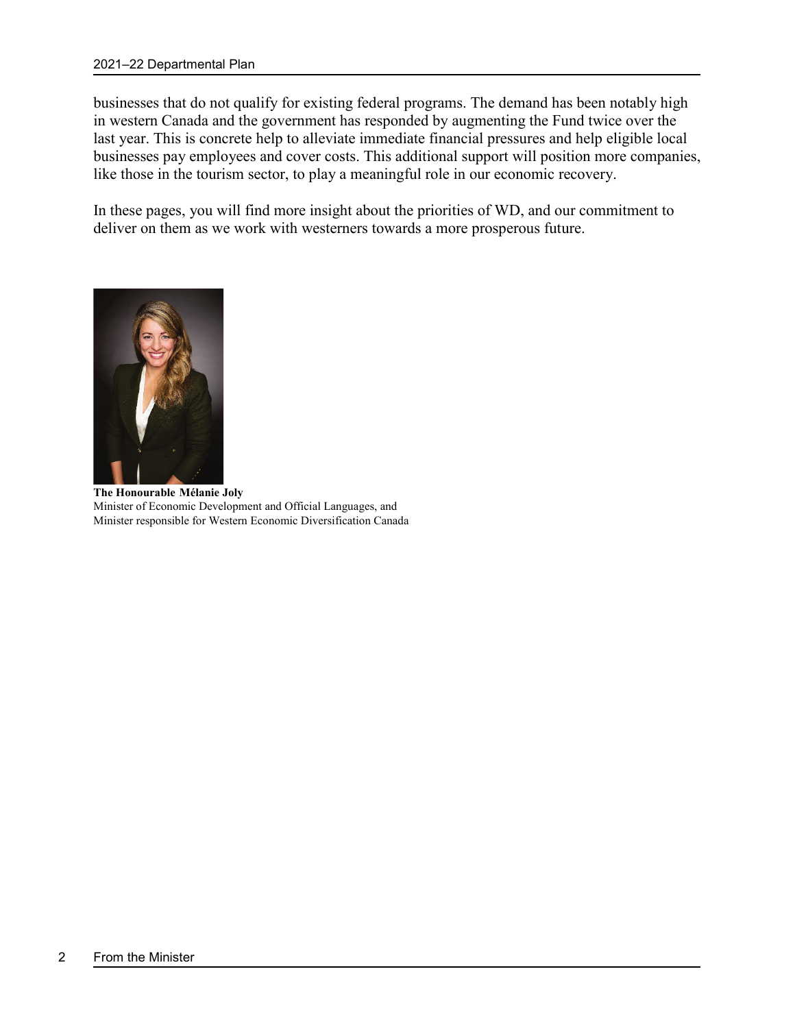businesses that do not qualify for existing federal programs. The demand has been notably high in western Canada and the government has responded by augmenting the Fund twice over the last year. This is concrete help to alleviate immediate financial pressures and help eligible local businesses pay employees and cover costs. This additional support will position more companies, like those in the tourism sector, to play a meaningful role in our economic recovery.

In these pages, you will find more insight about the priorities of WD, and our commitment to deliver on them as we work with westerners towards a more prosperous future.

**The Honourable Mélanie Joly**
Minister of Economic Development and Official Languages, and
Minister responsible for Western Economic Diversification Canada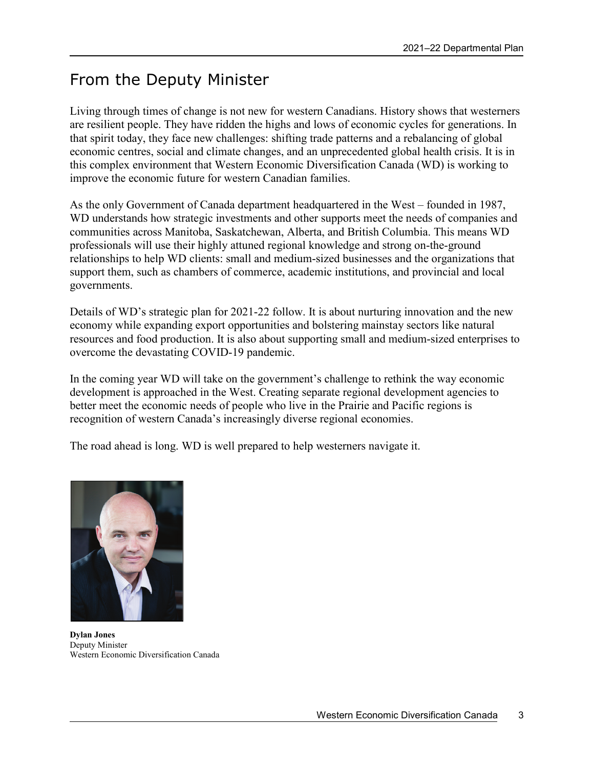# From the Deputy Minister

Living through times of change is not new for western Canadians. History shows that westerners are resilient people. They have ridden the highs and lows of economic cycles for generations. In that spirit today, they face new challenges: shifting trade patterns and a rebalancing of global economic centres, social and climate changes, and an unprecedented global health crisis. It is in this complex environment that Western Economic Diversification Canada (WD) is working to improve the economic future for western Canadian families.

As the only Government of Canada department headquartered in the West – founded in 1987, WD understands how strategic investments and other supports meet the needs of companies and communities across Manitoba, Saskatchewan, Alberta, and British Columbia. This means WD professionals will use their highly attuned regional knowledge and strong on-the-ground relationships to help WD clients: small and medium-sized businesses and the organizations that support them, such as chambers of commerce, academic institutions, and provincial and local governments.

Details of WD's strategic plan for 2021-22 follow. It is about nurturing innovation and the new economy while expanding export opportunities and bolstering mainstay sectors like natural resources and food production. It is also about supporting small and medium-sized enterprises to overcome the devastating COVID-19 pandemic.

In the coming year WD will take on the government's challenge to rethink the way economic development is approached in the West. Creating separate regional development agencies to better meet the economic needs of people who live in the Prairie and Pacific regions is recognition of western Canada's increasingly diverse regional economies.

The road ahead is long. WD is well prepared to help westerners navigate it.

**Dylan Jones**
Deputy Minister
Western Economic Diversification Canada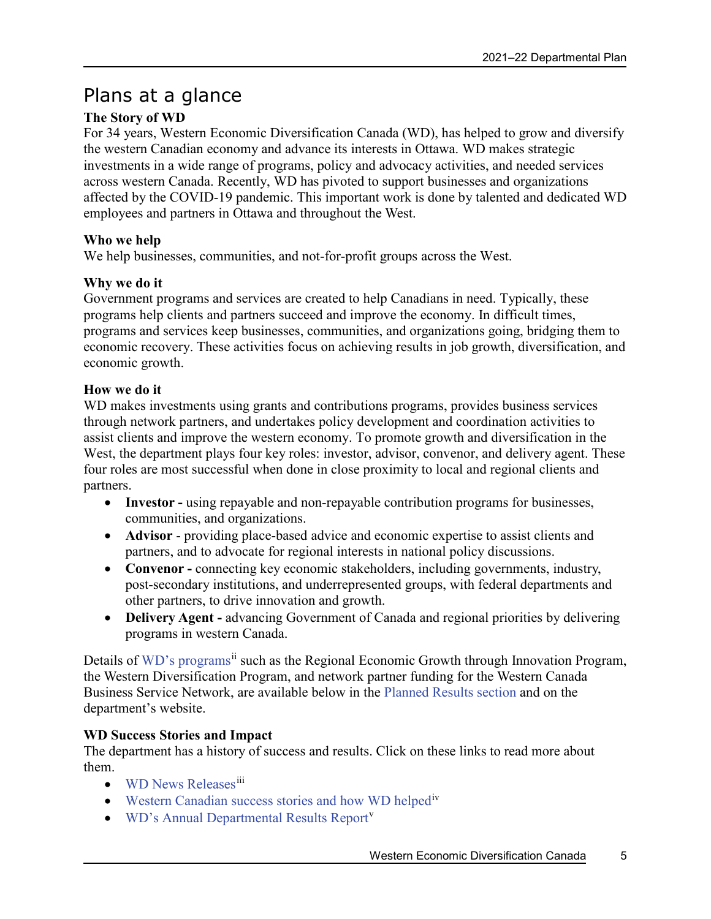# Plans at a glance

**The Story of WD**

For 34 years, Western Economic Diversification Canada (WD), has helped to grow and diversify the western Canadian economy and advance its interests in Ottawa. WD makes strategic investments in a wide range of programs, policy and advocacy activities, and needed services across western Canada. Recently, WD has pivoted to support businesses and organizations affected by the COVID-19 pandemic. This important work is done by talented and dedicated WD employees and partners in Ottawa and throughout the West.

**Who we help**

We help businesses, communities, and not-for-profit groups across the West.

**Why we do it**

Government programs and services are created to help Canadians in need. Typically, these programs help clients and partners succeed and improve the economy. In difficult times, programs and services keep businesses, communities, and organizations going, bridging them to economic recovery. These activities focus on achieving results in job growth, diversification, and economic growth.

**How we do it**

WD makes investments using grants and contributions programs, provides business services through network partners, and undertakes policy development and coordination activities to assist clients and improve the western economy. To promote growth and diversification in the West, the department plays four key roles: investor, advisor, convenor, and delivery agent. These four roles are most successful when done in close proximity to local and regional clients and partners.

- **Investor -** using repayable and non-repayable contribution programs for businesses, communities, and organizations.
- **Advisor** - providing place-based advice and economic expertise to assist clients and partners, and to advocate for regional interests in national policy discussions.
- **Convenor -** connecting key economic stakeholders, including governments, industry, post-secondary institutions, and underrepresented groups, with federal departments and other partners, to drive innovation and growth.
- **Delivery Agent -** advancing Government of Canada and regional priorities by delivering programs in western Canada.

Details of WD's programs[ii] such as the Regional Economic Growth through Innovation Program, the Western Diversification Program, and network partner funding for the Western Canada Business Service Network, are available below in the Planned Results section and on the department's website.

**WD Success Stories and Impact**

The department has a history of success and results. Click on these links to read more about them.

- WD News Releases[iii]
- Western Canadian success stories and how WD helped[iv]
- WD's Annual Departmental Results Report[v]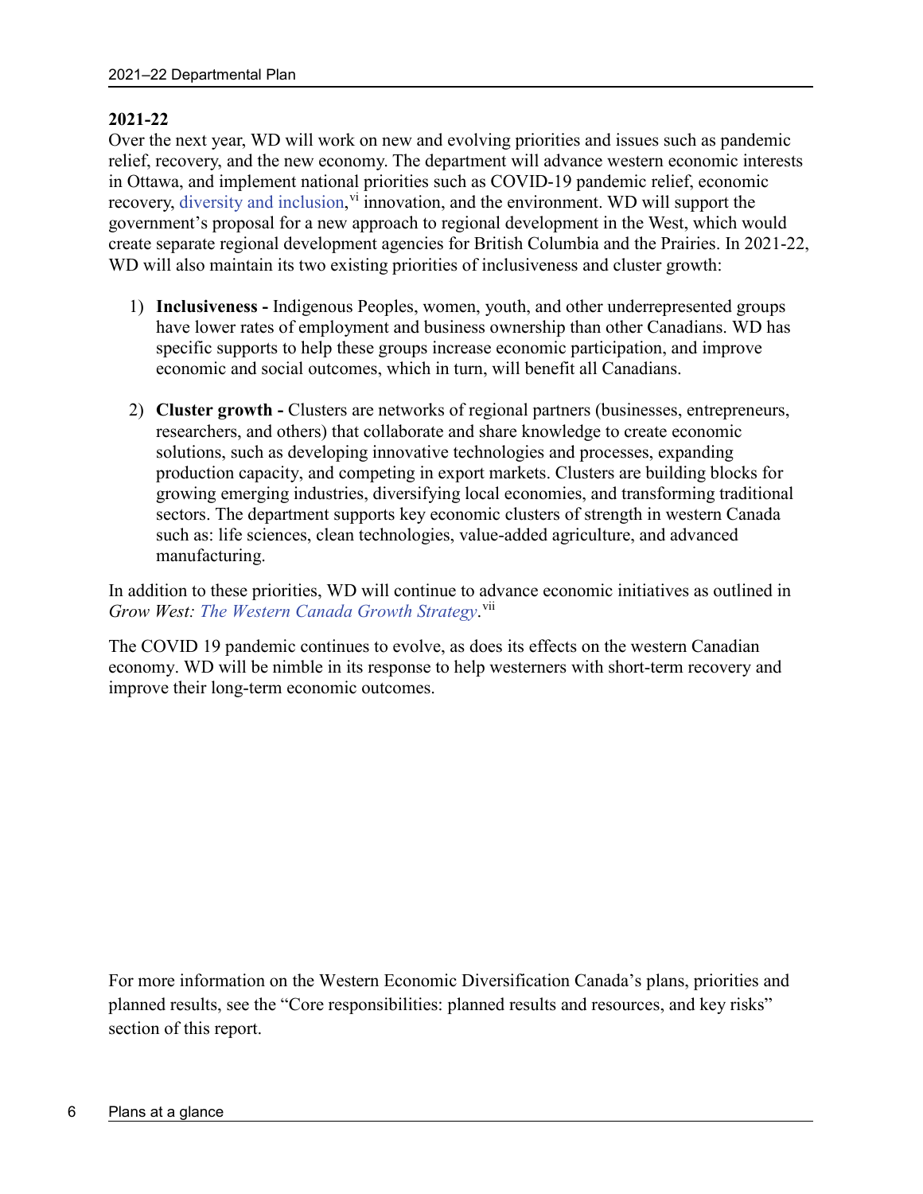**2021-22**

Over the next year, WD will work on new and evolving priorities and issues such as pandemic relief, recovery, and the new economy. The department will advance western economic interests in Ottawa, and implement national priorities such as COVID-19 pandemic relief, economic recovery, diversity and inclusion,[vi] innovation, and the environment. WD will support the government's proposal for a new approach to regional development in the West, which would create separate regional development agencies for British Columbia and the Prairies. In 2021-22, WD will also maintain its two existing priorities of inclusiveness and cluster growth:

1) **Inclusiveness -** Indigenous Peoples, women, youth, and other underrepresented groups have lower rates of employment and business ownership than other Canadians. WD has specific supports to help these groups increase economic participation, and improve economic and social outcomes, which in turn, will benefit all Canadians.

2) **Cluster growth -** Clusters are networks of regional partners (businesses, entrepreneurs, researchers, and others) that collaborate and share knowledge to create economic solutions, such as developing innovative technologies and processes, expanding production capacity, and competing in export markets. Clusters are building blocks for growing emerging industries, diversifying local economies, and transforming traditional sectors. The department supports key economic clusters of strength in western Canada such as: life sciences, clean technologies, value-added agriculture, and advanced manufacturing.

In addition to these priorities, WD will continue to advance economic initiatives as outlined in *Grow West: The Western Canada Growth Strategy*.[vii]

The COVID 19 pandemic continues to evolve, as does its effects on the western Canadian economy. WD will be nimble in its response to help westerners with short-term recovery and improve their long-term economic outcomes.

For more information on the Western Economic Diversification Canada's plans, priorities and planned results, see the "Core responsibilities: planned results and resources, and key risks" section of this report.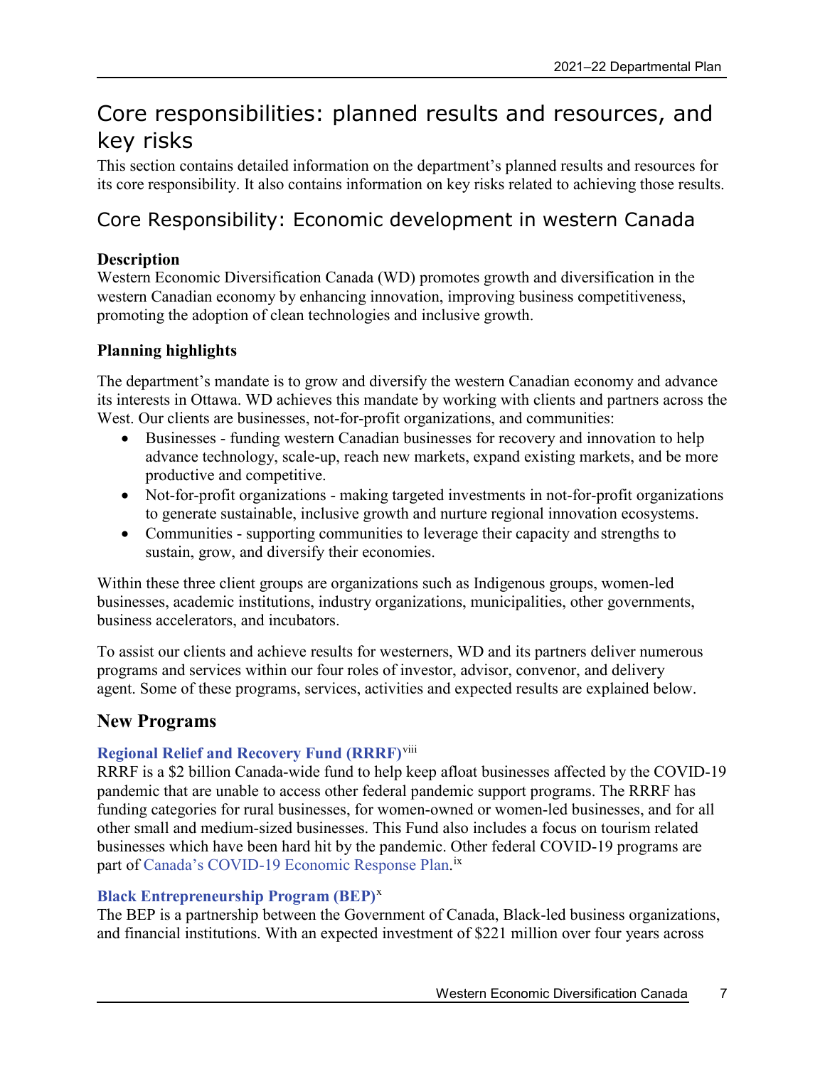# Core responsibilities: planned results and resources, and key risks

This section contains detailed information on the department's planned results and resources for its core responsibility. It also contains information on key risks related to achieving those results.

## Core Responsibility: Economic development in western Canada

### Description

Western Economic Diversification Canada (WD) promotes growth and diversification in the western Canadian economy by enhancing innovation, improving business competitiveness, promoting the adoption of clean technologies and inclusive growth.

### Planning highlights

The department's mandate is to grow and diversify the western Canadian economy and advance its interests in Ottawa. WD achieves this mandate by working with clients and partners across the West. Our clients are businesses, not-for-profit organizations, and communities:

- Businesses - funding western Canadian businesses for recovery and innovation to help advance technology, scale-up, reach new markets, expand existing markets, and be more productive and competitive.
- Not-for-profit organizations - making targeted investments in not-for-profit organizations to generate sustainable, inclusive growth and nurture regional innovation ecosystems.
- Communities - supporting communities to leverage their capacity and strengths to sustain, grow, and diversify their economies.

Within these three client groups are organizations such as Indigenous groups, women-led businesses, academic institutions, industry organizations, municipalities, other governments, business accelerators, and incubators.

To assist our clients and achieve results for westerners, WD and its partners deliver numerous programs and services within our four roles of investor, advisor, convenor, and delivery agent. Some of these programs, services, activities and expected results are explained below.

### New Programs

#### Regional Relief and Recovery Fund (RRRF)[viii]

RRRF is a $2 billion Canada-wide fund to help keep afloat businesses affected by the COVID-19 pandemic that are unable to access other federal pandemic support programs. The RRRF has funding categories for rural businesses, for women-owned or women-led businesses, and for all other small and medium-sized businesses. This Fund also includes a focus on tourism related businesses which have been hard hit by the pandemic. Other federal COVID-19 programs are part of Canada's COVID-19 Economic Response Plan.[ix]

#### Black Entrepreneurship Program (BEP)[x]

The BEP is a partnership between the Government of Canada, Black-led business organizations, and financial institutions. With an expected investment of $221 million over four years across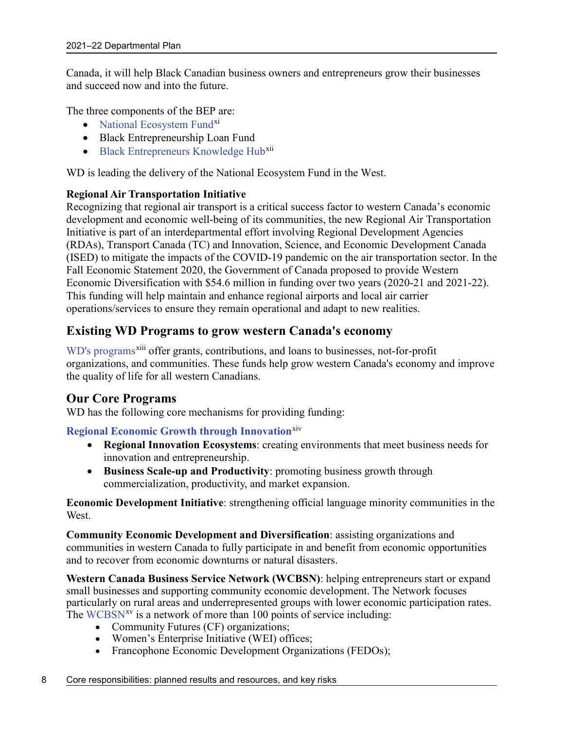Canada, it will help Black Canadian business owners and entrepreneurs grow their businesses and succeed now and into the future.

The three components of the BEP are:

- National Ecosystem Fund[xi]
- Black Entrepreneurship Loan Fund
- Black Entrepreneurs Knowledge Hub[xii]

WD is leading the delivery of the National Ecosystem Fund in the West.

**Regional Air Transportation Initiative**
Recognizing that regional air transport is a critical success factor to western Canada's economic development and economic well-being of its communities, the new Regional Air Transportation Initiative is part of an interdepartmental effort involving Regional Development Agencies (RDAs), Transport Canada (TC) and Innovation, Science, and Economic Development Canada (ISED) to mitigate the impacts of the COVID-19 pandemic on the air transportation sector. In the Fall Economic Statement 2020, the Government of Canada proposed to provide Western Economic Diversification with $54.6 million in funding over two years (2020-21 and 2021-22). This funding will help maintain and enhance regional airports and local air carrier operations/services to ensure they remain operational and adapt to new realities.

## Existing WD Programs to grow western Canada's economy

WD's programs[xiii] offer grants, contributions, and loans to businesses, not-for-profit organizations, and communities. These funds help grow western Canada's economy and improve the quality of life for all western Canadians.

## Our Core Programs

WD has the following core mechanisms for providing funding:

**Regional Economic Growth through Innovation**[xiv]

- **Regional Innovation Ecosystems**: creating environments that meet business needs for innovation and entrepreneurship.
- **Business Scale-up and Productivity**: promoting business growth through commercialization, productivity, and market expansion.

**Economic Development Initiative**: strengthening official language minority communities in the West.

**Community Economic Development and Diversification**: assisting organizations and communities in western Canada to fully participate in and benefit from economic opportunities and to recover from economic downturns or natural disasters.

**Western Canada Business Service Network (WCBSN)**: helping entrepreneurs start or expand small businesses and supporting community economic development. The Network focuses particularly on rural areas and underrepresented groups with lower economic participation rates. The WCBSN[xv] is a network of more than 100 points of service including:

- Community Futures (CF) organizations;
- Women's Enterprise Initiative (WEI) offices;
- Francophone Economic Development Organizations (FEDOs);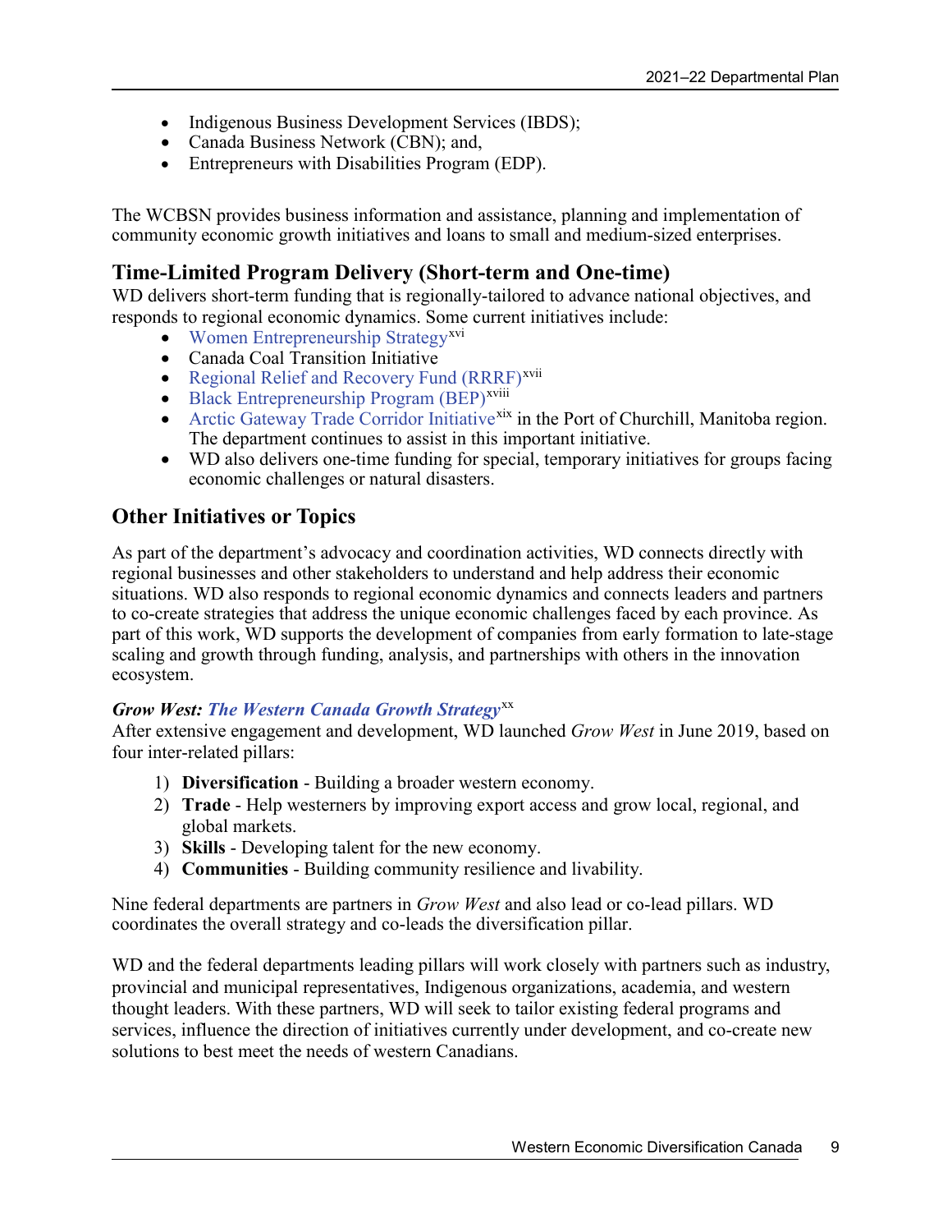- Indigenous Business Development Services (IBDS);
- Canada Business Network (CBN); and,
- Entrepreneurs with Disabilities Program (EDP).

The WCBSN provides business information and assistance, planning and implementation of community economic growth initiatives and loans to small and medium-sized enterprises.

## Time-Limited Program Delivery (Short-term and One-time)

WD delivers short-term funding that is regionally-tailored to advance national objectives, and responds to regional economic dynamics. Some current initiatives include:

- Women Entrepreneurship Strategy[xvi]
- Canada Coal Transition Initiative
- Regional Relief and Recovery Fund (RRRF)[xvii]
- Black Entrepreneurship Program (BEP)[xviii]
- Arctic Gateway Trade Corridor Initiative[xix] in the Port of Churchill, Manitoba region. The department continues to assist in this important initiative.
- WD also delivers one-time funding for special, temporary initiatives for groups facing economic challenges or natural disasters.

## Other Initiatives or Topics

As part of the department's advocacy and coordination activities, WD connects directly with regional businesses and other stakeholders to understand and help address their economic situations. WD also responds to regional economic dynamics and connects leaders and partners to co-create strategies that address the unique economic challenges faced by each province. As part of this work, WD supports the development of companies from early formation to late-stage scaling and growth through funding, analysis, and partnerships with others in the innovation ecosystem.

***Grow West: The Western Canada Growth Strategy***[xx]

After extensive engagement and development, WD launched *Grow West* in June 2019, based on four inter-related pillars:

1) **Diversification** - Building a broader western economy.
2) **Trade** - Help westerners by improving export access and grow local, regional, and global markets.
3) **Skills** - Developing talent for the new economy.
4) **Communities** - Building community resilience and livability.

Nine federal departments are partners in *Grow West* and also lead or co-lead pillars. WD coordinates the overall strategy and co-leads the diversification pillar.

WD and the federal departments leading pillars will work closely with partners such as industry, provincial and municipal representatives, Indigenous organizations, academia, and western thought leaders. With these partners, WD will seek to tailor existing federal programs and services, influence the direction of initiatives currently under development, and co-create new solutions to best meet the needs of western Canadians.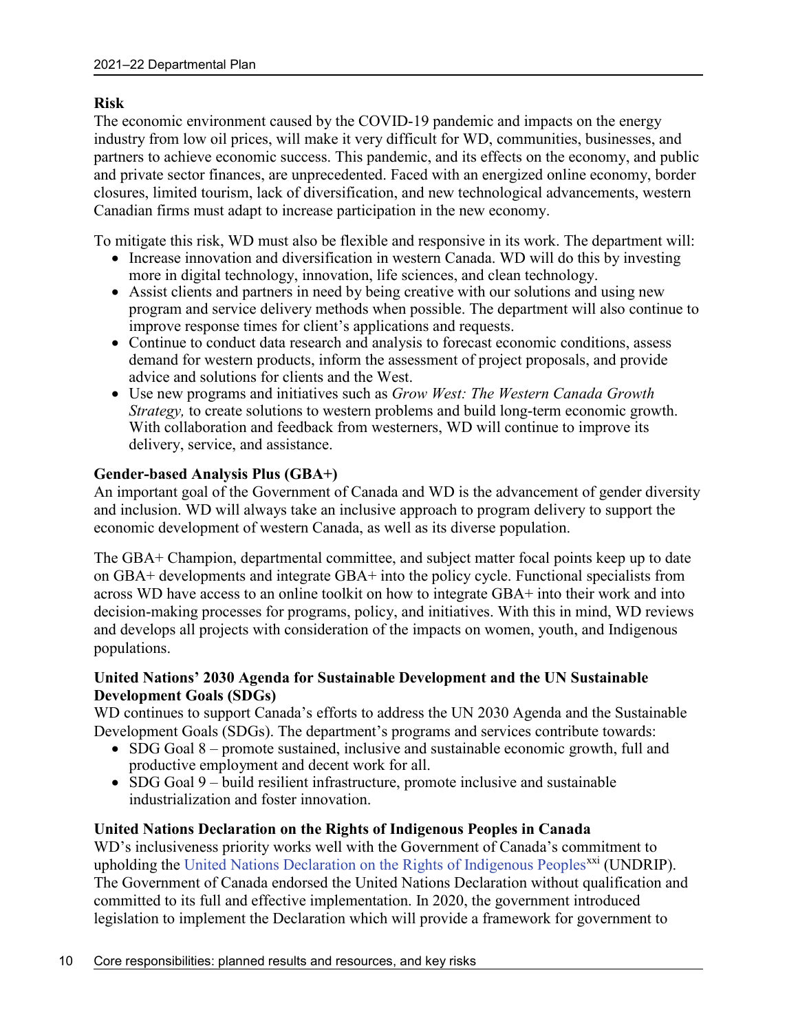**Risk**

The economic environment caused by the COVID-19 pandemic and impacts on the energy industry from low oil prices, will make it very difficult for WD, communities, businesses, and partners to achieve economic success. This pandemic, and its effects on the economy, and public and private sector finances, are unprecedented. Faced with an energized online economy, border closures, limited tourism, lack of diversification, and new technological advancements, western Canadian firms must adapt to increase participation in the new economy.

To mitigate this risk, WD must also be flexible and responsive in its work. The department will:

- Increase innovation and diversification in western Canada. WD will do this by investing more in digital technology, innovation, life sciences, and clean technology.
- Assist clients and partners in need by being creative with our solutions and using new program and service delivery methods when possible. The department will also continue to improve response times for client's applications and requests.
- Continue to conduct data research and analysis to forecast economic conditions, assess demand for western products, inform the assessment of project proposals, and provide advice and solutions for clients and the West.
- Use new programs and initiatives such as *Grow West: The Western Canada Growth Strategy,* to create solutions to western problems and build long-term economic growth. With collaboration and feedback from westerners, WD will continue to improve its delivery, service, and assistance.

**Gender-based Analysis Plus (GBA+)**

An important goal of the Government of Canada and WD is the advancement of gender diversity and inclusion. WD will always take an inclusive approach to program delivery to support the economic development of western Canada, as well as its diverse population.

The GBA+ Champion, departmental committee, and subject matter focal points keep up to date on GBA+ developments and integrate GBA+ into the policy cycle. Functional specialists from across WD have access to an online toolkit on how to integrate GBA+ into their work and into decision-making processes for programs, policy, and initiatives. With this in mind, WD reviews and develops all projects with consideration of the impacts on women, youth, and Indigenous populations.

**United Nations' 2030 Agenda for Sustainable Development and the UN Sustainable Development Goals (SDGs)**

WD continues to support Canada's efforts to address the UN 2030 Agenda and the Sustainable Development Goals (SDGs). The department's programs and services contribute towards:

- SDG Goal 8 – promote sustained, inclusive and sustainable economic growth, full and productive employment and decent work for all.
- SDG Goal 9 – build resilient infrastructure, promote inclusive and sustainable industrialization and foster innovation.

**United Nations Declaration on the Rights of Indigenous Peoples in Canada**

WD's inclusiveness priority works well with the Government of Canada's commitment to upholding the United Nations Declaration on the Rights of Indigenous Peoples[xxi] (UNDRIP). The Government of Canada endorsed the United Nations Declaration without qualification and committed to its full and effective implementation. In 2020, the government introduced legislation to implement the Declaration which will provide a framework for government to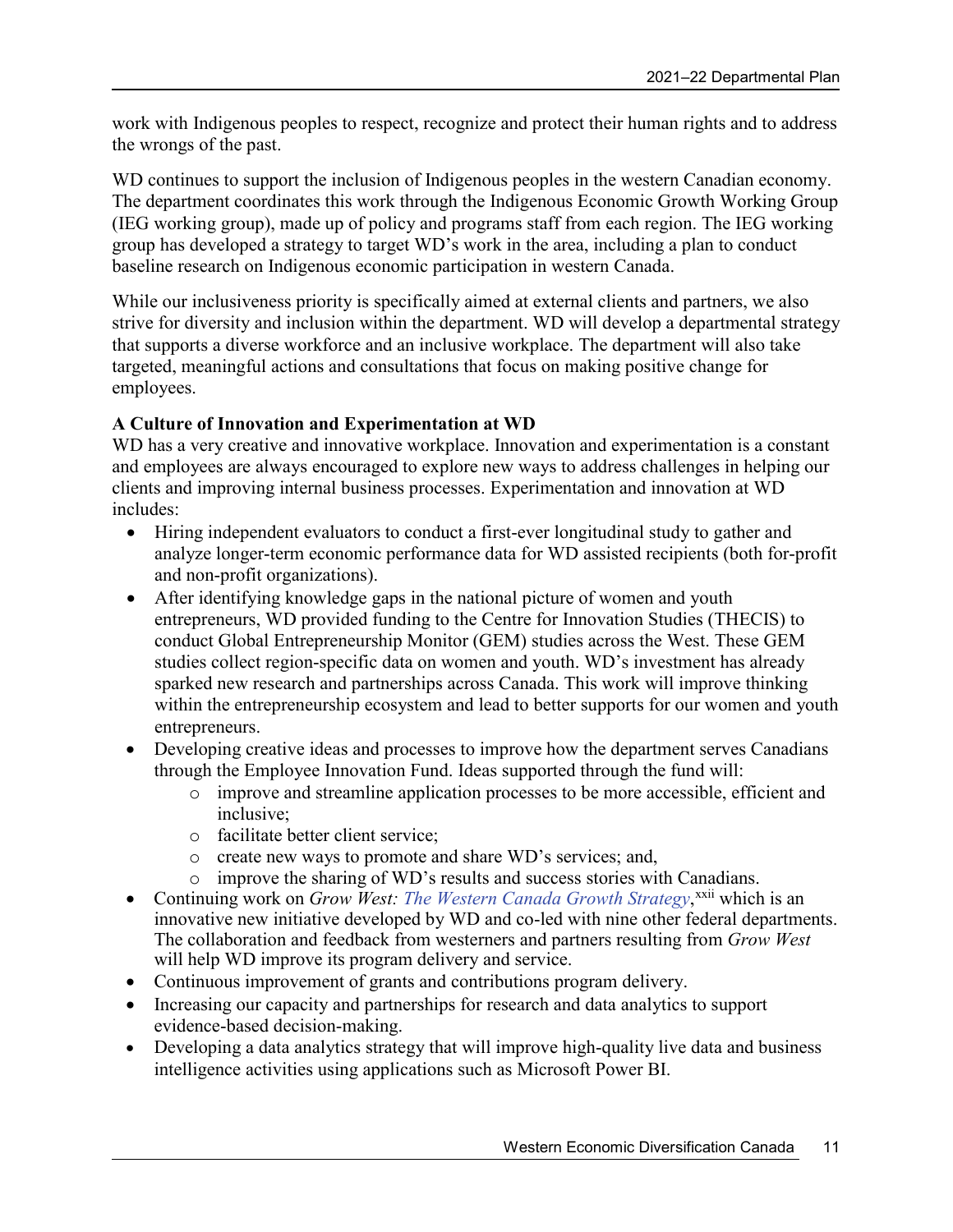work with Indigenous peoples to respect, recognize and protect their human rights and to address the wrongs of the past.

WD continues to support the inclusion of Indigenous peoples in the western Canadian economy. The department coordinates this work through the Indigenous Economic Growth Working Group (IEG working group), made up of policy and programs staff from each region. The IEG working group has developed a strategy to target WD's work in the area, including a plan to conduct baseline research on Indigenous economic participation in western Canada.

While our inclusiveness priority is specifically aimed at external clients and partners, we also strive for diversity and inclusion within the department. WD will develop a departmental strategy that supports a diverse workforce and an inclusive workplace. The department will also take targeted, meaningful actions and consultations that focus on making positive change for employees.

**A Culture of Innovation and Experimentation at WD**

WD has a very creative and innovative workplace. Innovation and experimentation is a constant and employees are always encouraged to explore new ways to address challenges in helping our clients and improving internal business processes. Experimentation and innovation at WD includes:

- Hiring independent evaluators to conduct a first-ever longitudinal study to gather and analyze longer-term economic performance data for WD assisted recipients (both for-profit and non-profit organizations).
- After identifying knowledge gaps in the national picture of women and youth entrepreneurs, WD provided funding to the Centre for Innovation Studies (THECIS) to conduct Global Entrepreneurship Monitor (GEM) studies across the West. These GEM studies collect region-specific data on women and youth. WD's investment has already sparked new research and partnerships across Canada. This work will improve thinking within the entrepreneurship ecosystem and lead to better supports for our women and youth entrepreneurs.
- Developing creative ideas and processes to improve how the department serves Canadians through the Employee Innovation Fund. Ideas supported through the fund will:
  - improve and streamline application processes to be more accessible, efficient and inclusive;
  - facilitate better client service;
  - create new ways to promote and share WD's services; and,
  - improve the sharing of WD's results and success stories with Canadians.
- Continuing work on *Grow West: The Western Canada Growth Strategy*,[xxii] which is an innovative new initiative developed by WD and co-led with nine other federal departments. The collaboration and feedback from westerners and partners resulting from *Grow West* will help WD improve its program delivery and service.
- Continuous improvement of grants and contributions program delivery.
- Increasing our capacity and partnerships for research and data analytics to support evidence-based decision-making.
- Developing a data analytics strategy that will improve high-quality live data and business intelligence activities using applications such as Microsoft Power BI.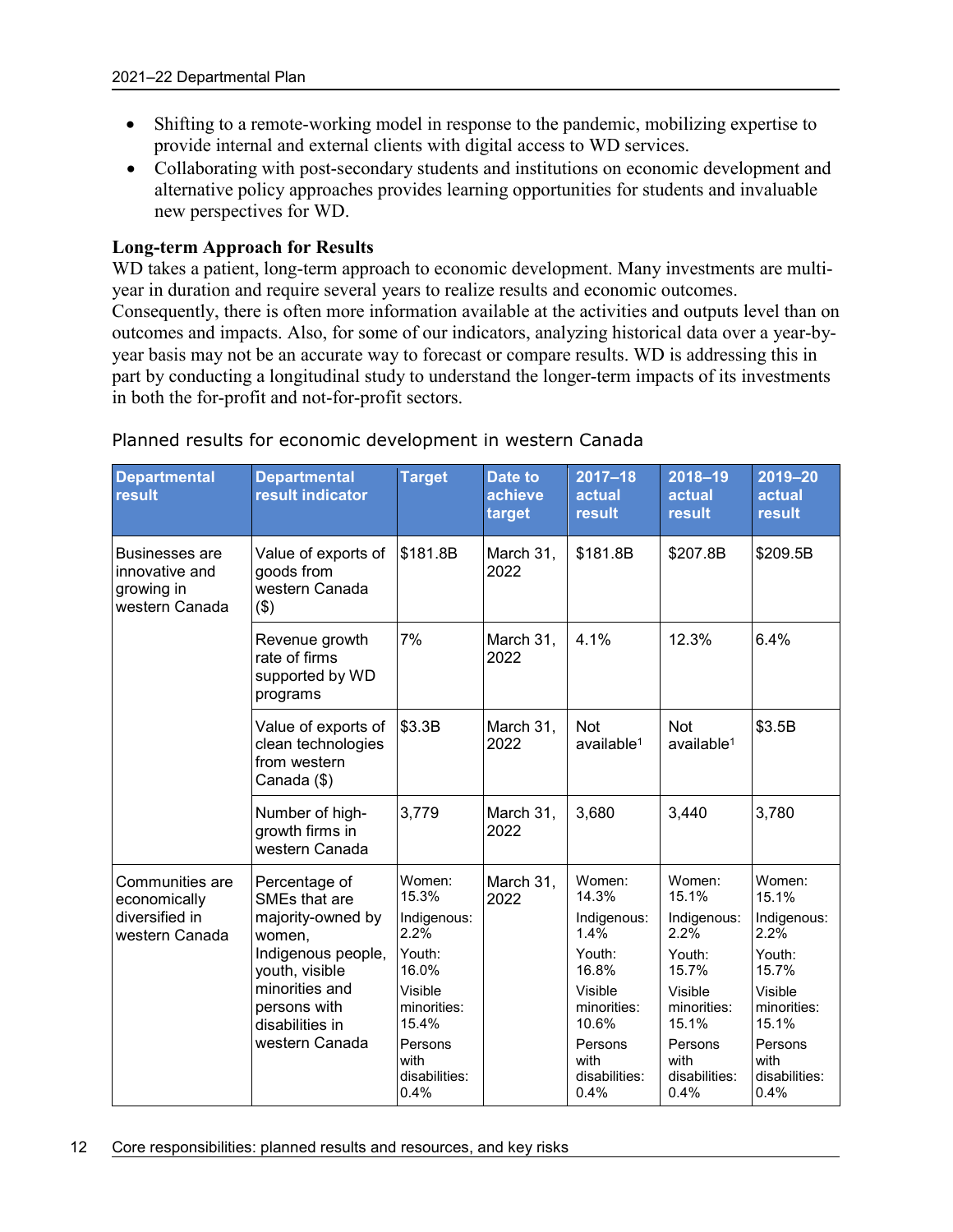- Shifting to a remote-working model in response to the pandemic, mobilizing expertise to provide internal and external clients with digital access to WD services.
- Collaborating with post-secondary students and institutions on economic development and alternative policy approaches provides learning opportunities for students and invaluable new perspectives for WD.

**Long-term Approach for Results**

WD takes a patient, long-term approach to economic development. Many investments are multi-year in duration and require several years to realize results and economic outcomes. Consequently, there is often more information available at the activities and outputs level than on outcomes and impacts. Also, for some of our indicators, analyzing historical data over a year-by-year basis may not be an accurate way to forecast or compare results. WD is addressing this in part by conducting a longitudinal study to understand the longer-term impacts of its investments in both the for-profit and not-for-profit sectors.

Planned results for economic development in western Canada

| Departmental result | Departmental result indicator | Target | Date to achieve target | 2017–18 actual result | 2018–19 actual result | 2019–20 actual result |
|---|---|---|---|---|---|---|
| Businesses are innovative and growing in western Canada | Value of exports of goods from western Canada ($) | $181.8B | March 31, 2022 | $181.8B | $207.8B | $209.5B |
| | Revenue growth rate of firms supported by WD programs | 7% | March 31, 2022 | 4.1% | 12.3% | 6.4% |
| | Value of exports of clean technologies from western Canada ($) | $3.3B | March 31, 2022 | Not available[1] | Not available[1] | $3.5B |
| | Number of high-growth firms in western Canada | 3,779 | March 31, 2022 | 3,680 | 3,440 | 3,780 |
| Communities are economically diversified in western Canada | Percentage of SMEs that are majority-owned by women, Indigenous people, youth, visible minorities and persons with disabilities in western Canada | Women: 15.3%<br>Indigenous: 2.2%<br>Youth: 16.0%<br>Visible minorities: 15.4%<br>Persons with disabilities: 0.4% | March 31, 2022 | Women: 14.3%<br>Indigenous: 1.4%<br>Youth: 16.8%<br>Visible minorities: 10.6%<br>Persons with disabilities: 0.4% | Women: 15.1%<br>Indigenous: 2.2%<br>Youth: 15.7%<br>Visible minorities: 15.1%<br>Persons with disabilities: 0.4% | Women: 15.1%<br>Indigenous: 2.2%<br>Youth: 15.7%<br>Visible minorities: 15.1%<br>Persons with disabilities: 0.4% |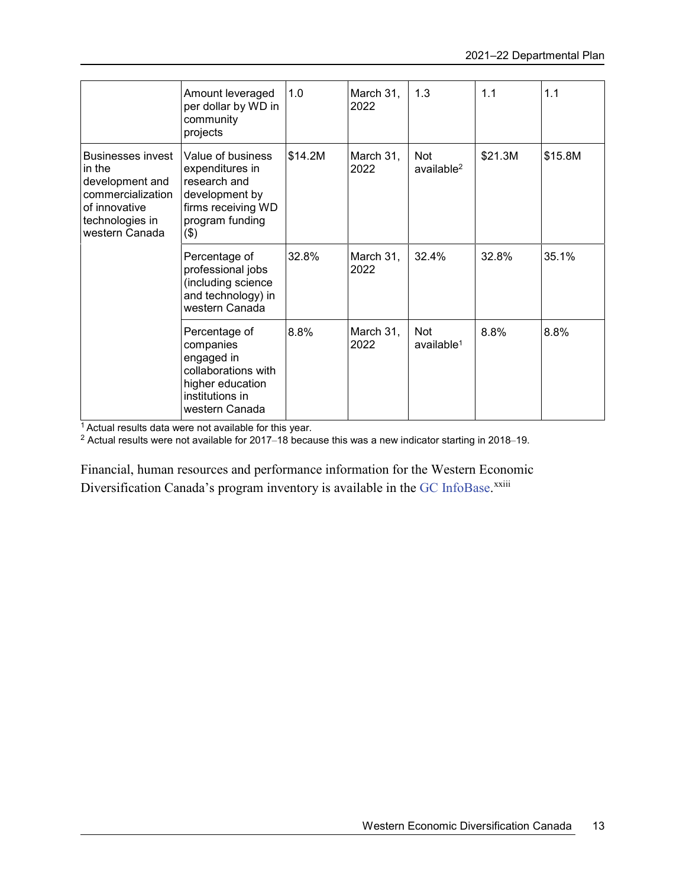| | Amount leveraged per dollar by WD in community projects | 1.0 | March 31, 2022 | 1.3 | 1.1 | 1.1 |
|---|---|---|---|---|---|---|
| Businesses invest in the development and commercialization of innovative technologies in western Canada | Value of business expenditures in research and development by firms receiving WD program funding ($) | $14.2M | March 31, 2022 | Not available[2] | $21.3M | $15.8M |
| | Percentage of professional jobs (including science and technology) in western Canada | 32.8% | March 31, 2022 | 32.4% | 32.8% | 35.1% |
| | Percentage of companies engaged in collaborations with higher education institutions in western Canada | 8.8% | March 31, 2022 | Not available[1] | 8.8% | 8.8% |

[1] Actual results data were not available for this year.

[2] Actual results were not available for 2017–18 because this was a new indicator starting in 2018–19.

Financial, human resources and performance information for the Western Economic Diversification Canada's program inventory is available in the GC InfoBase.[xxiii]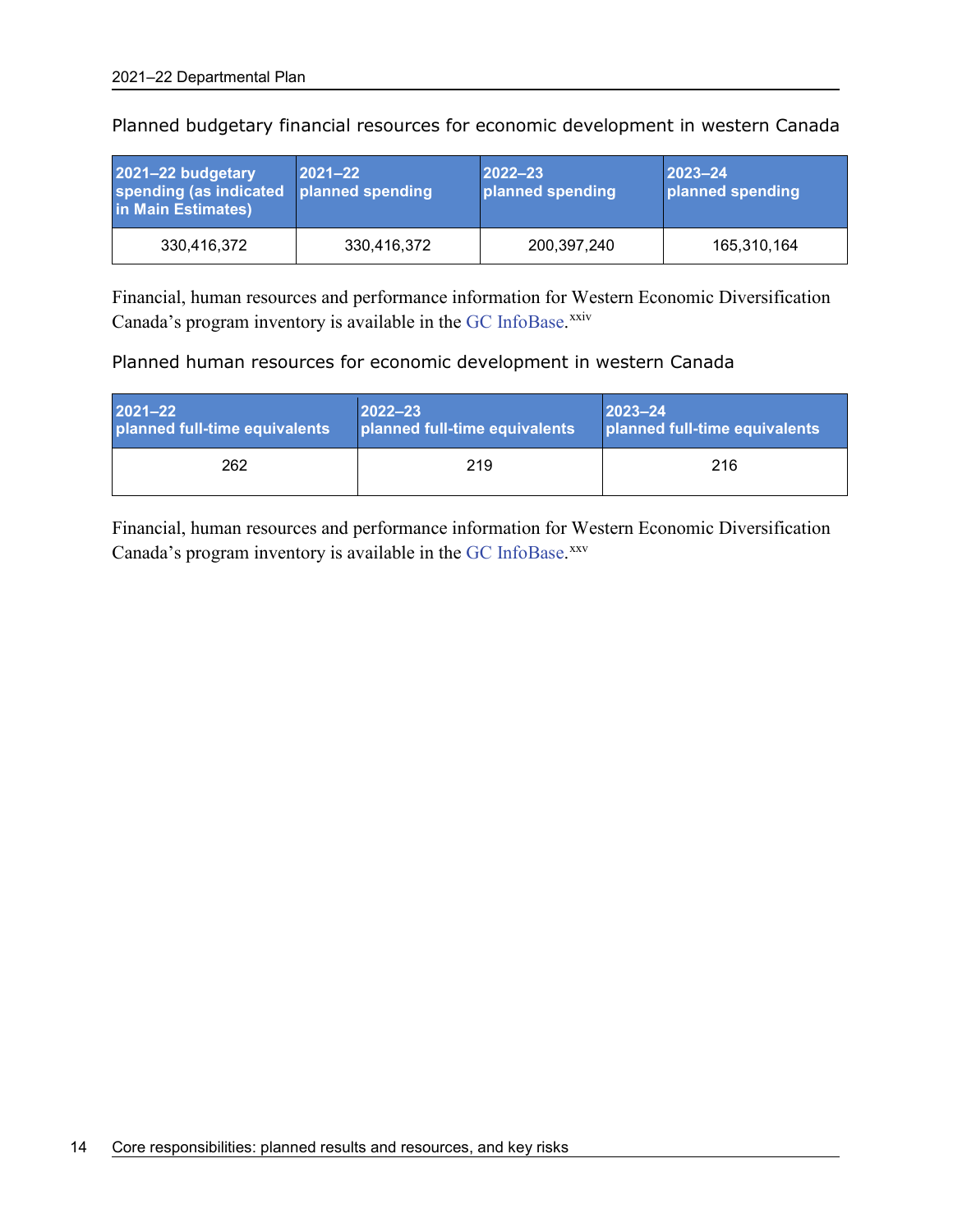Planned budgetary financial resources for economic development in western Canada

| 2021–22 budgetary spending (as indicated in Main Estimates) | 2021–22 planned spending | 2022–23 planned spending | 2023–24 planned spending |
|---|---|---|---|
| 330,416,372 | 330,416,372 | 200,397,240 | 165,310,164 |

Financial, human resources and performance information for Western Economic Diversification Canada's program inventory is available in the GC InfoBase.[xxiv]

Planned human resources for economic development in western Canada

| 2021–22 planned full-time equivalents | 2022–23 planned full-time equivalents | 2023–24 planned full-time equivalents |
|---|---|---|
| 262 | 219 | 216 |

Financial, human resources and performance information for Western Economic Diversification Canada's program inventory is available in the GC InfoBase.[xxv]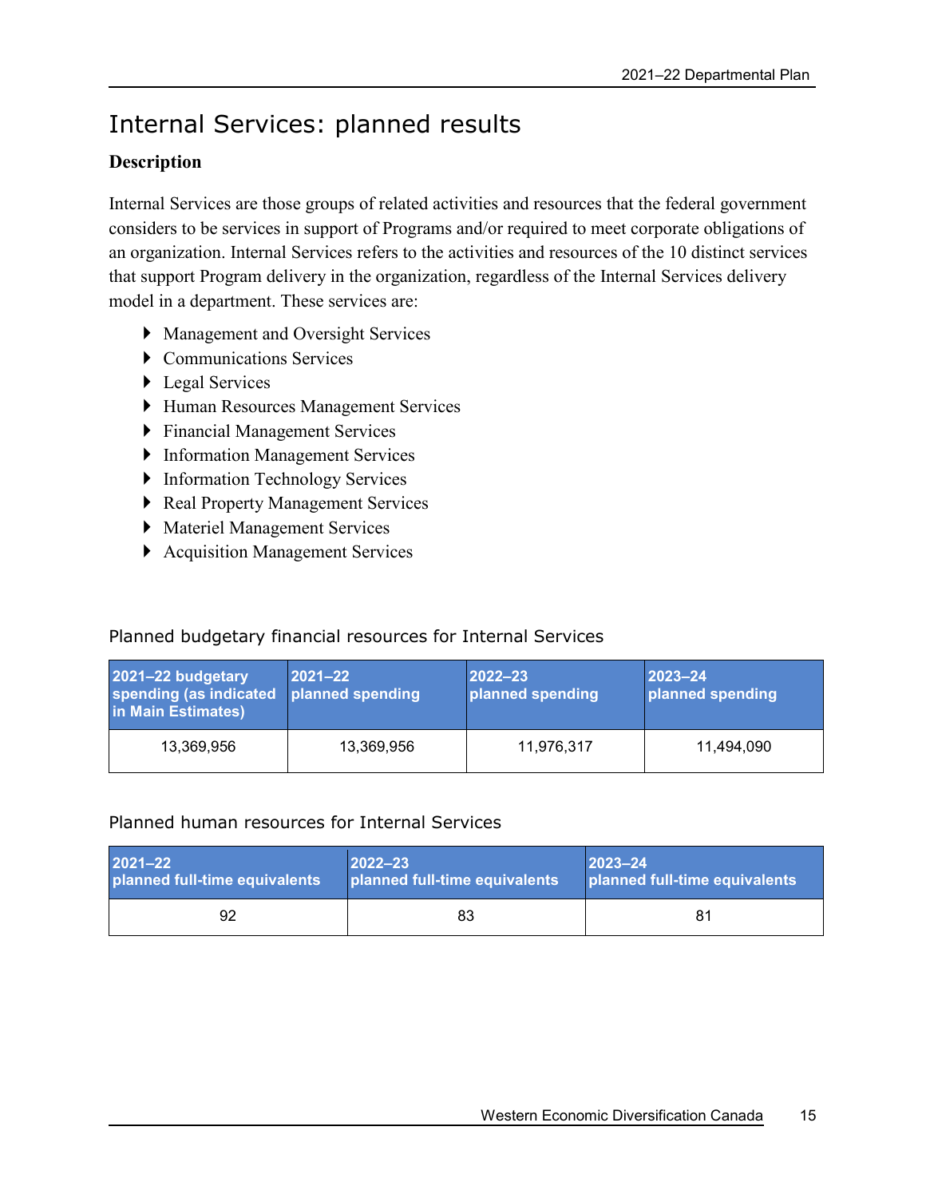# Internal Services: planned results

### Description

Internal Services are those groups of related activities and resources that the federal government considers to be services in support of Programs and/or required to meet corporate obligations of an organization. Internal Services refers to the activities and resources of the 10 distinct services that support Program delivery in the organization, regardless of the Internal Services delivery model in a department. These services are:

- Management and Oversight Services
- Communications Services
- Legal Services
- Human Resources Management Services
- Financial Management Services
- Information Management Services
- Information Technology Services
- Real Property Management Services
- Materiel Management Services
- Acquisition Management Services

Planned budgetary financial resources for Internal Services

| 2021–22 budgetary spending (as indicated in Main Estimates) | 2021–22 planned spending | 2022–23 planned spending | 2023–24 planned spending |
|---|---|---|---|
| 13,369,956 | 13,369,956 | 11,976,317 | 11,494,090 |

Planned human resources for Internal Services

| 2021–22 planned full-time equivalents | 2022–23 planned full-time equivalents | 2023–24 planned full-time equivalents |
|---|---|---|
| 92 | 83 | 81 |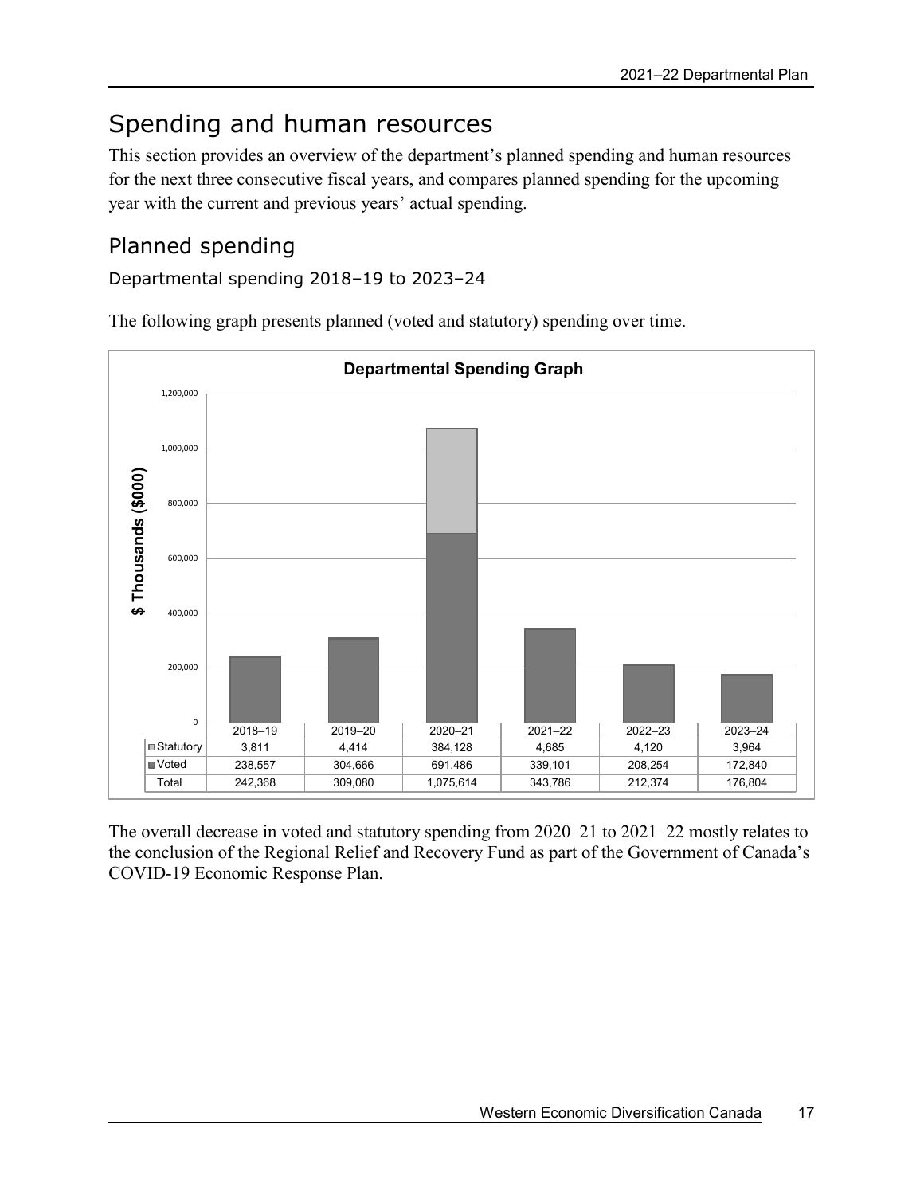# Spending and human resources

This section provides an overview of the department's planned spending and human resources for the next three consecutive fiscal years, and compares planned spending for the upcoming year with the current and previous years' actual spending.

## Planned spending

### Departmental spending 2018–19 to 2023–24

The following graph presents planned (voted and statutory) spending over time.

**Departmental Spending Graph**

| | 2018–19 | 2019–20 | 2020–21 | 2021–22 | 2022–23 | 2023–24 |
|---|---|---|---|---|---|---|
| Statutory | 3,811 | 4,414 | 384,128 | 4,685 | 4,120 | 3,964 |
| Voted | 238,557 | 304,666 | 691,486 | 339,101 | 208,254 | 172,840 |
| Total | 242,368 | 309,080 | 1,075,614 | 343,786 | 212,374 | 176,804 |

The overall decrease in voted and statutory spending from 2020–21 to 2021–22 mostly relates to the conclusion of the Regional Relief and Recovery Fund as part of the Government of Canada's COVID-19 Economic Response Plan.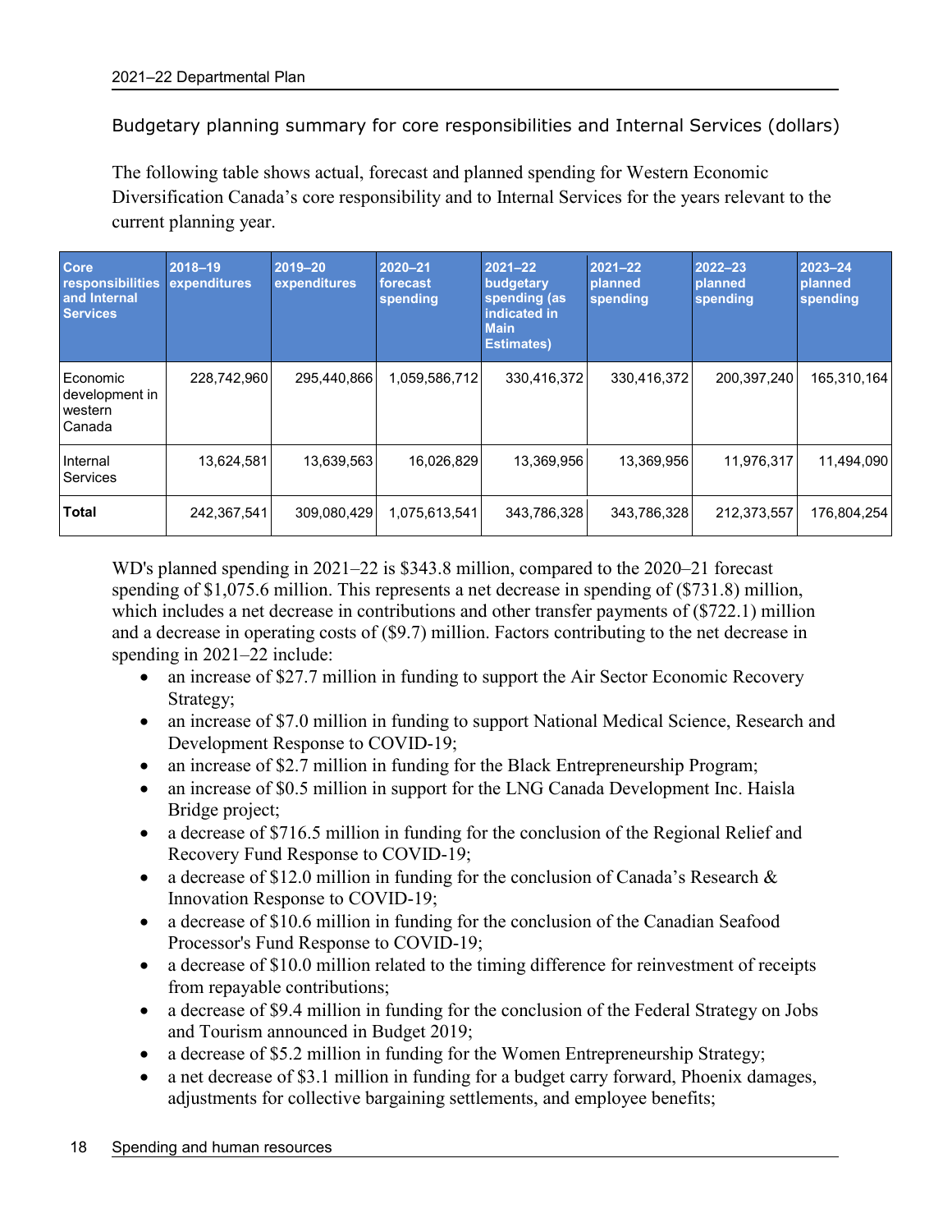### Budgetary planning summary for core responsibilities and Internal Services (dollars)

The following table shows actual, forecast and planned spending for Western Economic Diversification Canada's core responsibility and to Internal Services for the years relevant to the current planning year.

| Core responsibilities and Internal Services | 2018–19 expenditures | 2019–20 expenditures | 2020–21 forecast spending | 2021–22 budgetary spending (as indicated in Main Estimates) | 2021–22 planned spending | 2022–23 planned spending | 2023–24 planned spending |
|---|---|---|---|---|---|---|---|
| Economic development in western Canada | 228,742,960 | 295,440,866 | 1,059,586,712 | 330,416,372 | 330,416,372 | 200,397,240 | 165,310,164 |
| Internal Services | 13,624,581 | 13,639,563 | 16,026,829 | 13,369,956 | 13,369,956 | 11,976,317 | 11,494,090 |
| **Total** | 242,367,541 | 309,080,429 | 1,075,613,541 | 343,786,328 | 343,786,328 | 212,373,557 | 176,804,254 |

WD's planned spending in 2021–22 is $343.8 million, compared to the 2020–21 forecast spending of $1,075.6 million. This represents a net decrease in spending of ($731.8) million, which includes a net decrease in contributions and other transfer payments of ($722.1) million and a decrease in operating costs of ($9.7) million. Factors contributing to the net decrease in spending in 2021–22 include:

- an increase of $27.7 million in funding to support the Air Sector Economic Recovery Strategy;
- an increase of $7.0 million in funding to support National Medical Science, Research and Development Response to COVID-19;
- an increase of $2.7 million in funding for the Black Entrepreneurship Program;
- an increase of $0.5 million in support for the LNG Canada Development Inc. Haisla Bridge project;
- a decrease of $716.5 million in funding for the conclusion of the Regional Relief and Recovery Fund Response to COVID-19;
- a decrease of $12.0 million in funding for the conclusion of Canada's Research & Innovation Response to COVID-19;
- a decrease of $10.6 million in funding for the conclusion of the Canadian Seafood Processor's Fund Response to COVID-19;
- a decrease of $10.0 million related to the timing difference for reinvestment of receipts from repayable contributions;
- a decrease of $9.4 million in funding for the conclusion of the Federal Strategy on Jobs and Tourism announced in Budget 2019;
- a decrease of $5.2 million in funding for the Women Entrepreneurship Strategy;
- a net decrease of $3.1 million in funding for a budget carry forward, Phoenix damages, adjustments for collective bargaining settlements, and employee benefits;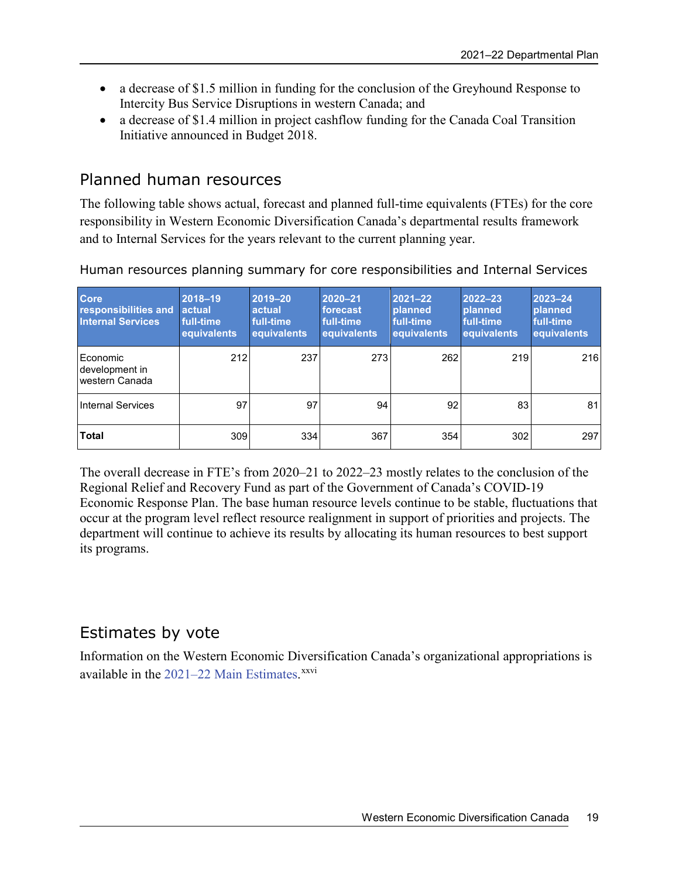- a decrease of $1.5 million in funding for the conclusion of the Greyhound Response to Intercity Bus Service Disruptions in western Canada; and
- a decrease of $1.4 million in project cashflow funding for the Canada Coal Transition Initiative announced in Budget 2018.

## Planned human resources

The following table shows actual, forecast and planned full-time equivalents (FTEs) for the core responsibility in Western Economic Diversification Canada's departmental results framework and to Internal Services for the years relevant to the current planning year.

### Human resources planning summary for core responsibilities and Internal Services

| Core responsibilities and Internal Services | 2018–19 actual full-time equivalents | 2019–20 actual full-time equivalents | 2020–21 forecast full-time equivalents | 2021–22 planned full-time equivalents | 2022–23 planned full-time equivalents | 2023–24 planned full-time equivalents |
|---|---|---|---|---|---|---|
| Economic development in western Canada | 212 | 237 | 273 | 262 | 219 | 216 |
| Internal Services | 97 | 97 | 94 | 92 | 83 | 81 |
| **Total** | 309 | 334 | 367 | 354 | 302 | 297 |

The overall decrease in FTE's from 2020–21 to 2022–23 mostly relates to the conclusion of the Regional Relief and Recovery Fund as part of the Government of Canada's COVID-19 Economic Response Plan. The base human resource levels continue to be stable, fluctuations that occur at the program level reflect resource realignment in support of priorities and projects. The department will continue to achieve its results by allocating its human resources to best support its programs.

## Estimates by vote

Information on the Western Economic Diversification Canada's organizational appropriations is available in the 2021–22 Main Estimates.[xxvi]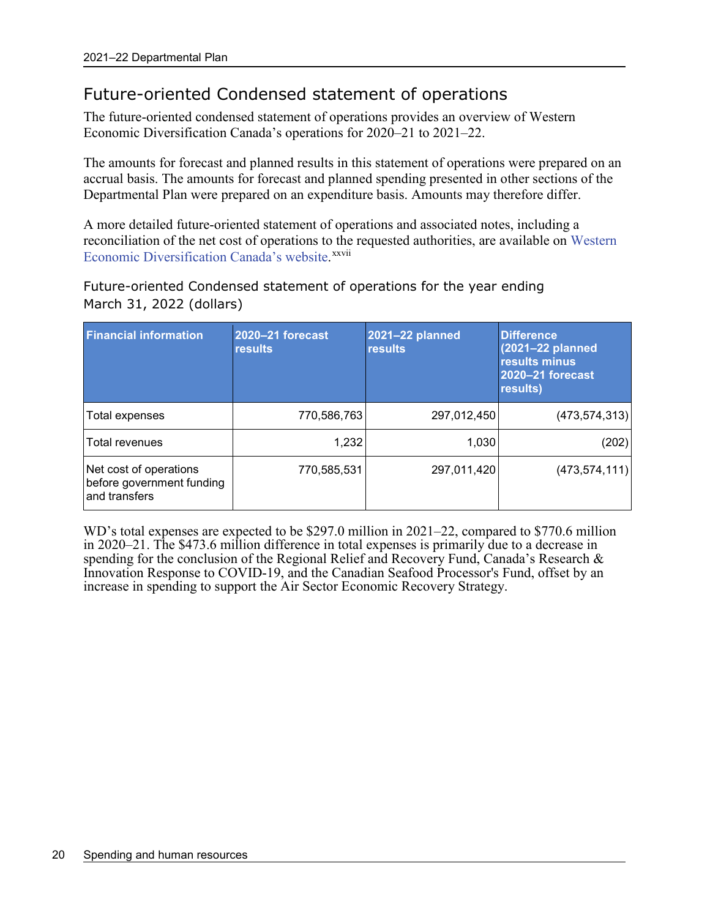## Future-oriented Condensed statement of operations

The future-oriented condensed statement of operations provides an overview of Western Economic Diversification Canada's operations for 2020–21 to 2021–22.

The amounts for forecast and planned results in this statement of operations were prepared on an accrual basis. The amounts for forecast and planned spending presented in other sections of the Departmental Plan were prepared on an expenditure basis. Amounts may therefore differ.

A more detailed future-oriented statement of operations and associated notes, including a reconciliation of the net cost of operations to the requested authorities, are available on Western Economic Diversification Canada's website.[xxvii]

### Future-oriented Condensed statement of operations for the year ending March 31, 2022 (dollars)

| Financial information | 2020–21 forecast results | 2021–22 planned results | Difference (2021–22 planned results minus 2020–21 forecast results) |
|---|---|---|---|
| Total expenses | 770,586,763 | 297,012,450 | (473,574,313) |
| Total revenues | 1,232 | 1,030 | (202) |
| Net cost of operations before government funding and transfers | 770,585,531 | 297,011,420 | (473,574,111) |

WD's total expenses are expected to be $297.0 million in 2021–22, compared to $770.6 million in 2020–21. The $473.6 million difference in total expenses is primarily due to a decrease in spending for the conclusion of the Regional Relief and Recovery Fund, Canada's Research & Innovation Response to COVID-19, and the Canadian Seafood Processor's Fund, offset by an increase in spending to support the Air Sector Economic Recovery Strategy.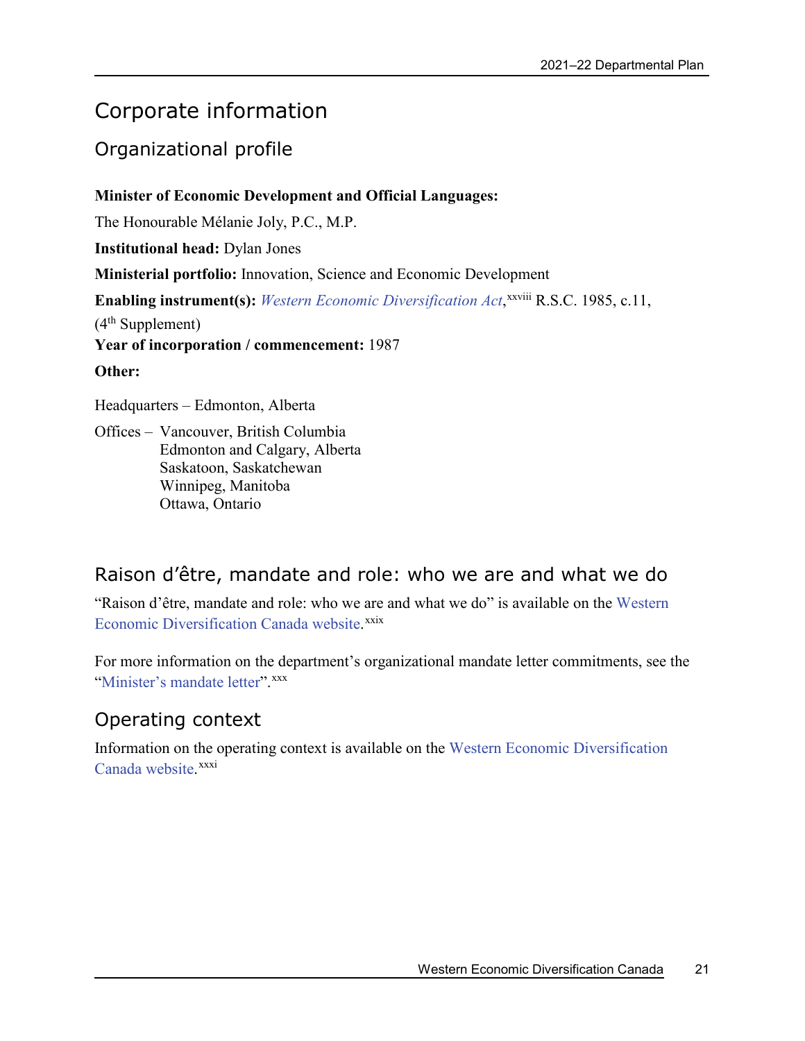# Corporate information

## Organizational profile

**Minister of Economic Development and Official Languages:**

The Honourable Mélanie Joly, P.C., M.P.

**Institutional head:** Dylan Jones

**Ministerial portfolio:** Innovation, Science and Economic Development

**Enabling instrument(s):** *Western Economic Diversification Act*,[xxviii] R.S.C. 1985, c.11, (4th Supplement)

**Year of incorporation / commencement:** 1987

**Other:**

Headquarters – Edmonton, Alberta

Offices – Vancouver, British Columbia
Edmonton and Calgary, Alberta
Saskatoon, Saskatchewan
Winnipeg, Manitoba
Ottawa, Ontario

## Raison d'être, mandate and role: who we are and what we do

"Raison d'être, mandate and role: who we are and what we do" is available on the Western Economic Diversification Canada website.[xxix]

For more information on the department's organizational mandate letter commitments, see the "Minister's mandate letter".[xxx]

## Operating context

Information on the operating context is available on the Western Economic Diversification Canada website.[xxxi]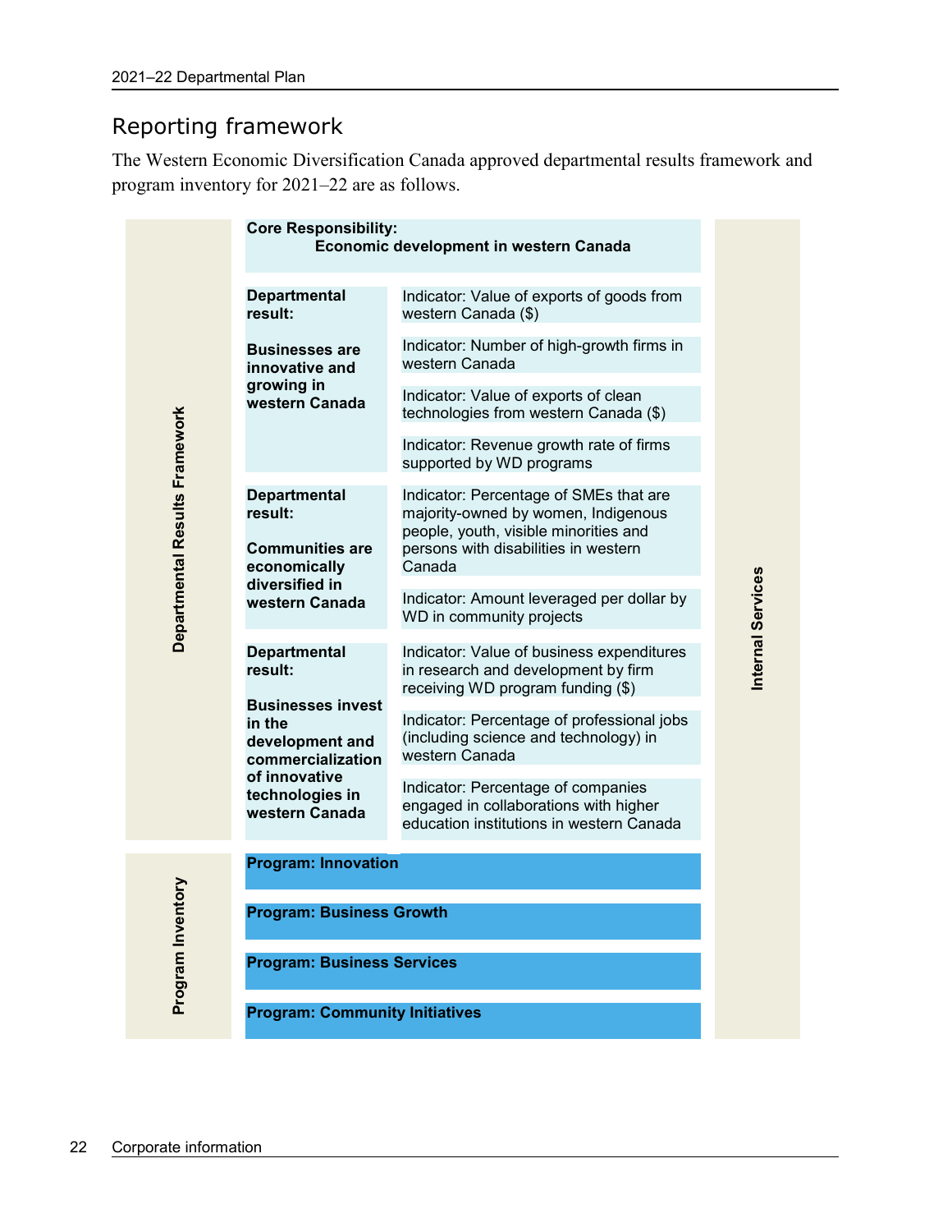## Reporting framework

The Western Economic Diversification Canada approved departmental results framework and program inventory for 2021–22 are as follows.

**Departmental Results Framework**

**Core Responsibility:** **Economic development in western Canada**

| Departmental result | Indicator |
|---|---|
| **Businesses are innovative and growing in western Canada** | Indicator: Value of exports of goods from western Canada ($) |
| | Indicator: Number of high-growth firms in western Canada |
| | Indicator: Value of exports of clean technologies from western Canada ($) |
| | Indicator: Revenue growth rate of firms supported by WD programs |
| **Communities are economically diversified in western Canada** | Indicator: Percentage of SMEs that are majority-owned by women, Indigenous people, youth, visible minorities and persons with disabilities in western Canada |
| | Indicator: Amount leveraged per dollar by WD in community projects |
| **Businesses invest in the development and commercialization of innovative technologies in western Canada** | Indicator: Value of business expenditures in research and development by firm receiving WD program funding ($) |
| | Indicator: Percentage of professional jobs (including science and technology) in western Canada |
| | Indicator: Percentage of companies engaged in collaborations with higher education institutions in western Canada |

**Program Inventory**

- **Program: Innovation**
- **Program: Business Growth**
- **Program: Business Services**
- **Program: Community Initiatives**

**Internal Services**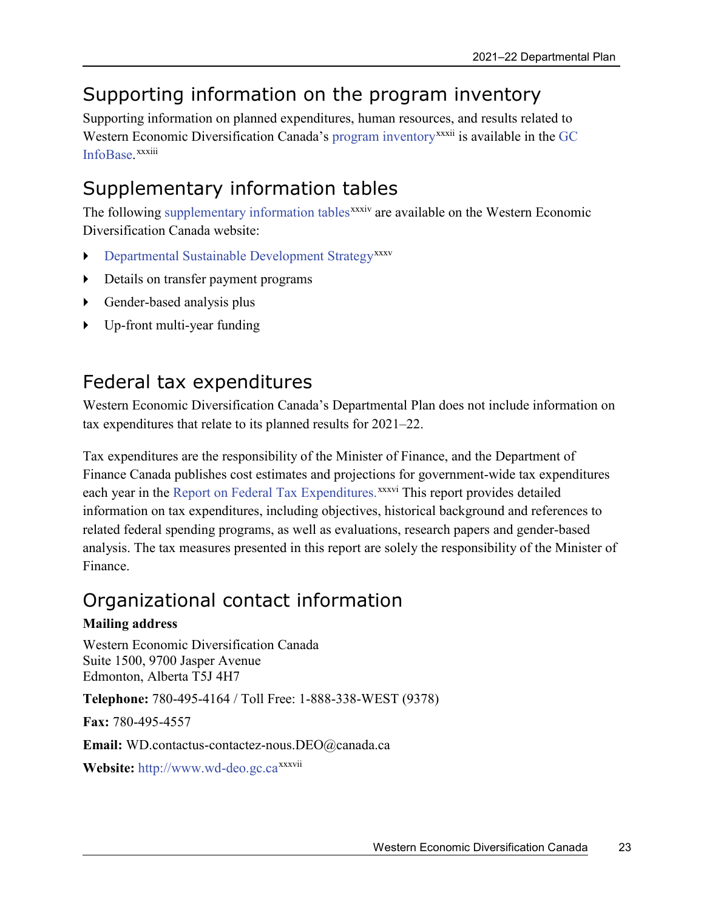## Supporting information on the program inventory

Supporting information on planned expenditures, human resources, and results related to Western Economic Diversification Canada's program inventory[xxxii] is available in the GC InfoBase.[xxxiii]

## Supplementary information tables

The following supplementary information tables[xxxiv] are available on the Western Economic Diversification Canada website:

- Departmental Sustainable Development Strategy[xxxv]
- Details on transfer payment programs
- Gender-based analysis plus
- Up-front multi-year funding

## Federal tax expenditures

Western Economic Diversification Canada's Departmental Plan does not include information on tax expenditures that relate to its planned results for 2021–22.

Tax expenditures are the responsibility of the Minister of Finance, and the Department of Finance Canada publishes cost estimates and projections for government-wide tax expenditures each year in the Report on Federal Tax Expenditures.[xxxvi] This report provides detailed information on tax expenditures, including objectives, historical background and references to related federal spending programs, as well as evaluations, research papers and gender-based analysis. The tax measures presented in this report are solely the responsibility of the Minister of Finance.

## Organizational contact information

**Mailing address**

Western Economic Diversification Canada
Suite 1500, 9700 Jasper Avenue
Edmonton, Alberta T5J 4H7

**Telephone:** 780-495-4164 / Toll Free: 1-888-338-WEST (9378)

**Fax:** 780-495-4557

**Email:** WD.contactus-contactez-nous.DEO@canada.ca

**Website:** http://www.wd-deo.gc.ca[xxxvii]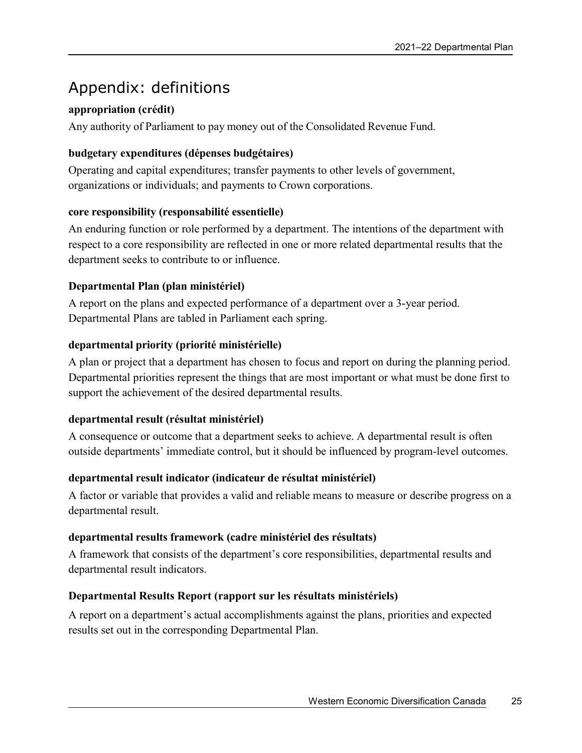# Appendix: definitions

**appropriation (crédit)**

Any authority of Parliament to pay money out of the Consolidated Revenue Fund.

**budgetary expenditures (dépenses budgétaires)**

Operating and capital expenditures; transfer payments to other levels of government, organizations or individuals; and payments to Crown corporations.

**core responsibility (responsabilité essentielle)**

An enduring function or role performed by a department. The intentions of the department with respect to a core responsibility are reflected in one or more related departmental results that the department seeks to contribute to or influence.

**Departmental Plan (plan ministériel)**

A report on the plans and expected performance of a department over a 3-year period. Departmental Plans are tabled in Parliament each spring.

**departmental priority (priorité ministérielle)**

A plan or project that a department has chosen to focus and report on during the planning period. Departmental priorities represent the things that are most important or what must be done first to support the achievement of the desired departmental results.

**departmental result (résultat ministériel)**

A consequence or outcome that a department seeks to achieve. A departmental result is often outside departments' immediate control, but it should be influenced by program-level outcomes.

**departmental result indicator (indicateur de résultat ministériel)**

A factor or variable that provides a valid and reliable means to measure or describe progress on a departmental result.

**departmental results framework (cadre ministériel des résultats)**

A framework that consists of the department's core responsibilities, departmental results and departmental result indicators.

**Departmental Results Report (rapport sur les résultats ministériels)**

A report on a department's actual accomplishments against the plans, priorities and expected results set out in the corresponding Departmental Plan.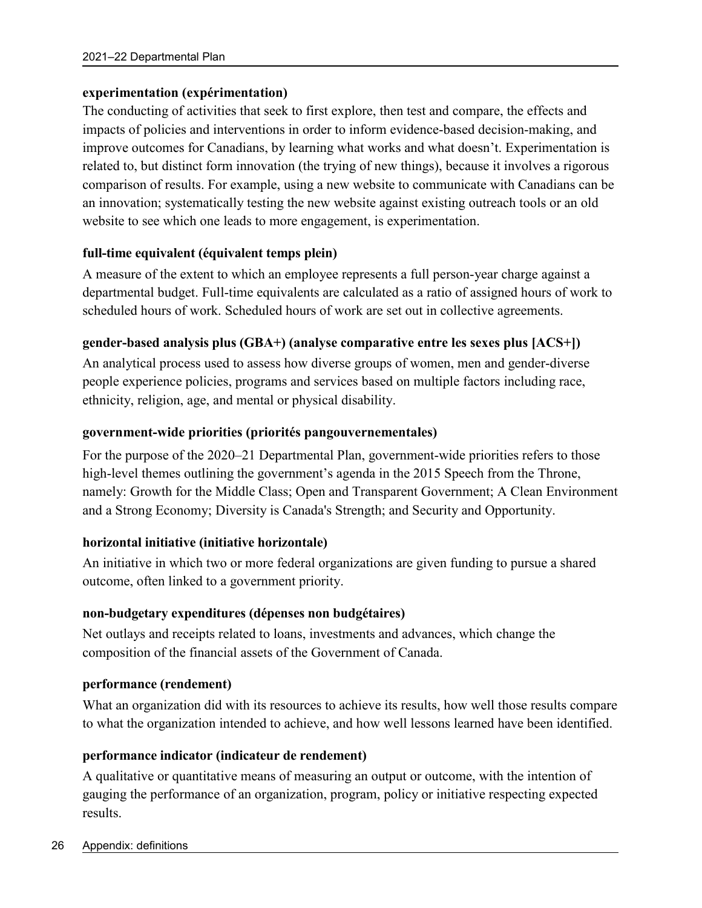**experimentation (expérimentation)**

The conducting of activities that seek to first explore, then test and compare, the effects and impacts of policies and interventions in order to inform evidence-based decision-making, and improve outcomes for Canadians, by learning what works and what doesn't. Experimentation is related to, but distinct form innovation (the trying of new things), because it involves a rigorous comparison of results. For example, using a new website to communicate with Canadians can be an innovation; systematically testing the new website against existing outreach tools or an old website to see which one leads to more engagement, is experimentation.

**full-time equivalent (équivalent temps plein)**

A measure of the extent to which an employee represents a full person-year charge against a departmental budget. Full-time equivalents are calculated as a ratio of assigned hours of work to scheduled hours of work. Scheduled hours of work are set out in collective agreements.

**gender-based analysis plus (GBA+) (analyse comparative entre les sexes plus [ACS+])**

An analytical process used to assess how diverse groups of women, men and gender-diverse people experience policies, programs and services based on multiple factors including race, ethnicity, religion, age, and mental or physical disability.

**government-wide priorities (priorités pangouvernementales)**

For the purpose of the 2020–21 Departmental Plan, government-wide priorities refers to those high-level themes outlining the government's agenda in the 2015 Speech from the Throne, namely: Growth for the Middle Class; Open and Transparent Government; A Clean Environment and a Strong Economy; Diversity is Canada's Strength; and Security and Opportunity.

**horizontal initiative (initiative horizontale)**

An initiative in which two or more federal organizations are given funding to pursue a shared outcome, often linked to a government priority.

**non-budgetary expenditures (dépenses non budgétaires)**

Net outlays and receipts related to loans, investments and advances, which change the composition of the financial assets of the Government of Canada.

**performance (rendement)**

What an organization did with its resources to achieve its results, how well those results compare to what the organization intended to achieve, and how well lessons learned have been identified.

**performance indicator (indicateur de rendement)**

A qualitative or quantitative means of measuring an output or outcome, with the intention of gauging the performance of an organization, program, policy or initiative respecting expected results.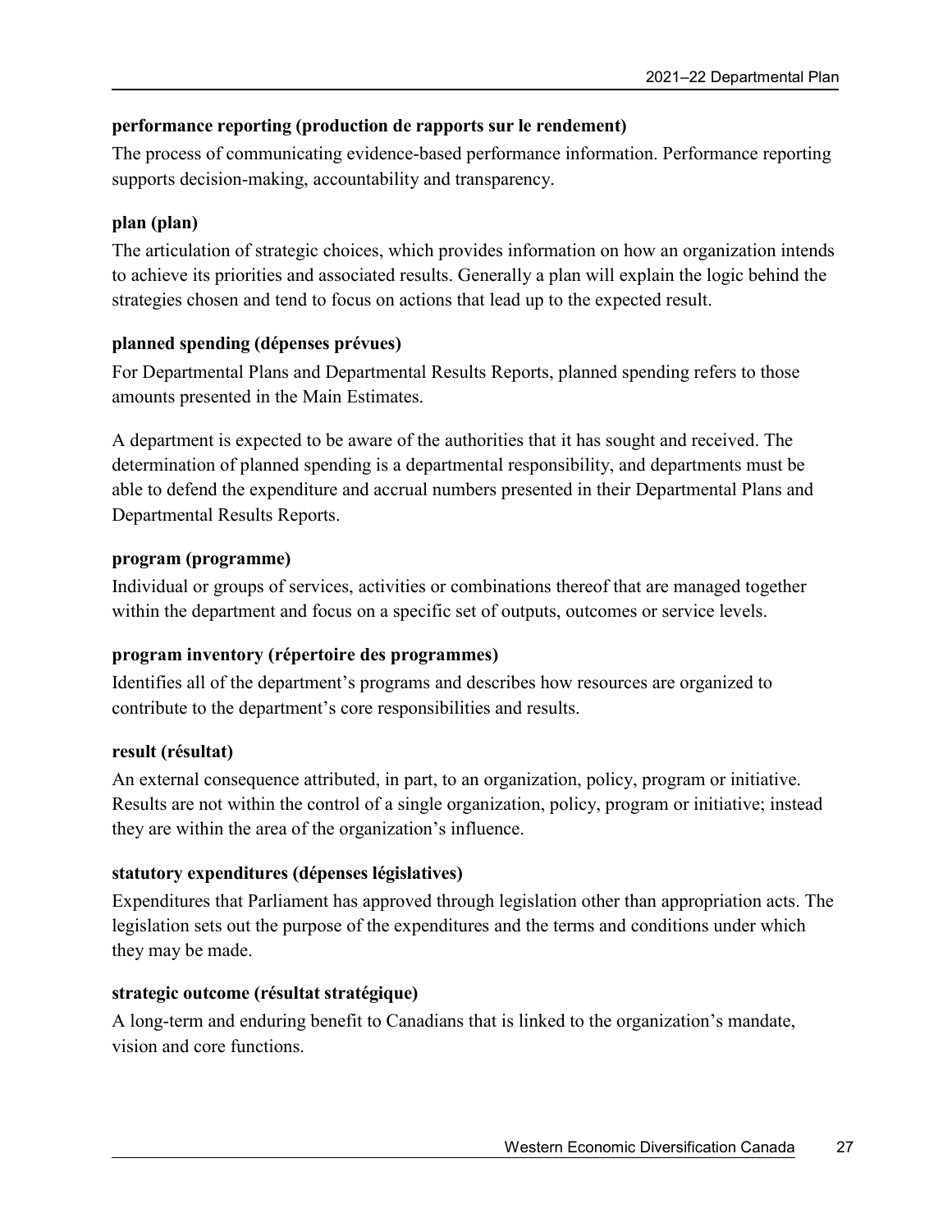**performance reporting (production de rapports sur le rendement)**

The process of communicating evidence-based performance information. Performance reporting supports decision-making, accountability and transparency.

**plan (plan)**

The articulation of strategic choices, which provides information on how an organization intends to achieve its priorities and associated results. Generally a plan will explain the logic behind the strategies chosen and tend to focus on actions that lead up to the expected result.

**planned spending (dépenses prévues)**

For Departmental Plans and Departmental Results Reports, planned spending refers to those amounts presented in the Main Estimates.

A department is expected to be aware of the authorities that it has sought and received. The determination of planned spending is a departmental responsibility, and departments must be able to defend the expenditure and accrual numbers presented in their Departmental Plans and Departmental Results Reports.

**program (programme)**

Individual or groups of services, activities or combinations thereof that are managed together within the department and focus on a specific set of outputs, outcomes or service levels.

**program inventory (répertoire des programmes)**

Identifies all of the department's programs and describes how resources are organized to contribute to the department's core responsibilities and results.

**result (résultat)**

An external consequence attributed, in part, to an organization, policy, program or initiative. Results are not within the control of a single organization, policy, program or initiative; instead they are within the area of the organization's influence.

**statutory expenditures (dépenses législatives)**

Expenditures that Parliament has approved through legislation other than appropriation acts. The legislation sets out the purpose of the expenditures and the terms and conditions under which they may be made.

**strategic outcome (résultat stratégique)**

A long-term and enduring benefit to Canadians that is linked to the organization's mandate, vision and core functions.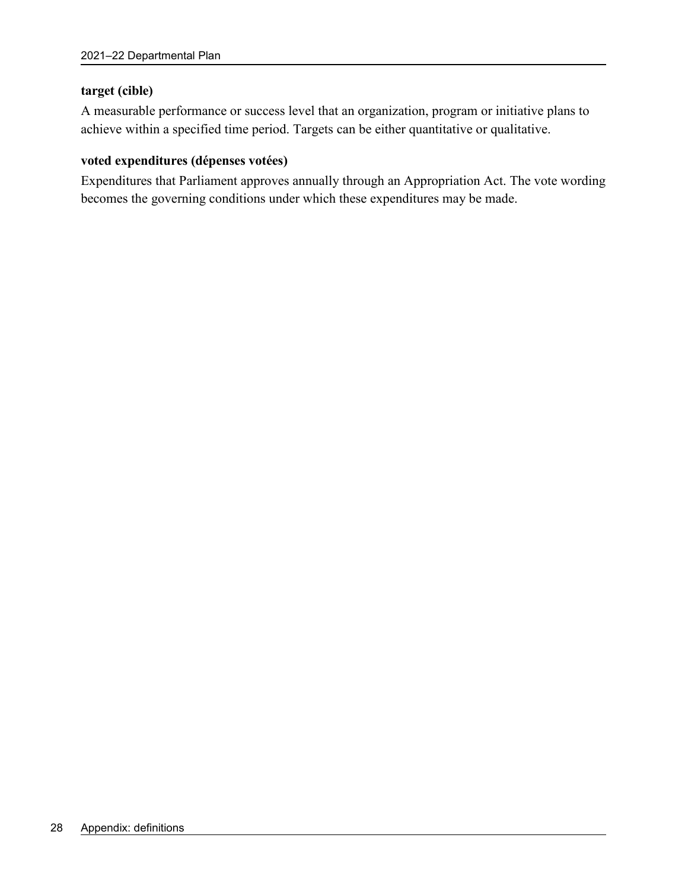**target (cible)**

A measurable performance or success level that an organization, program or initiative plans to achieve within a specified time period. Targets can be either quantitative or qualitative.

**voted expenditures (dépenses votées)**

Expenditures that Parliament approves annually through an Appropriation Act. The vote wording becomes the governing conditions under which these expenditures may be made.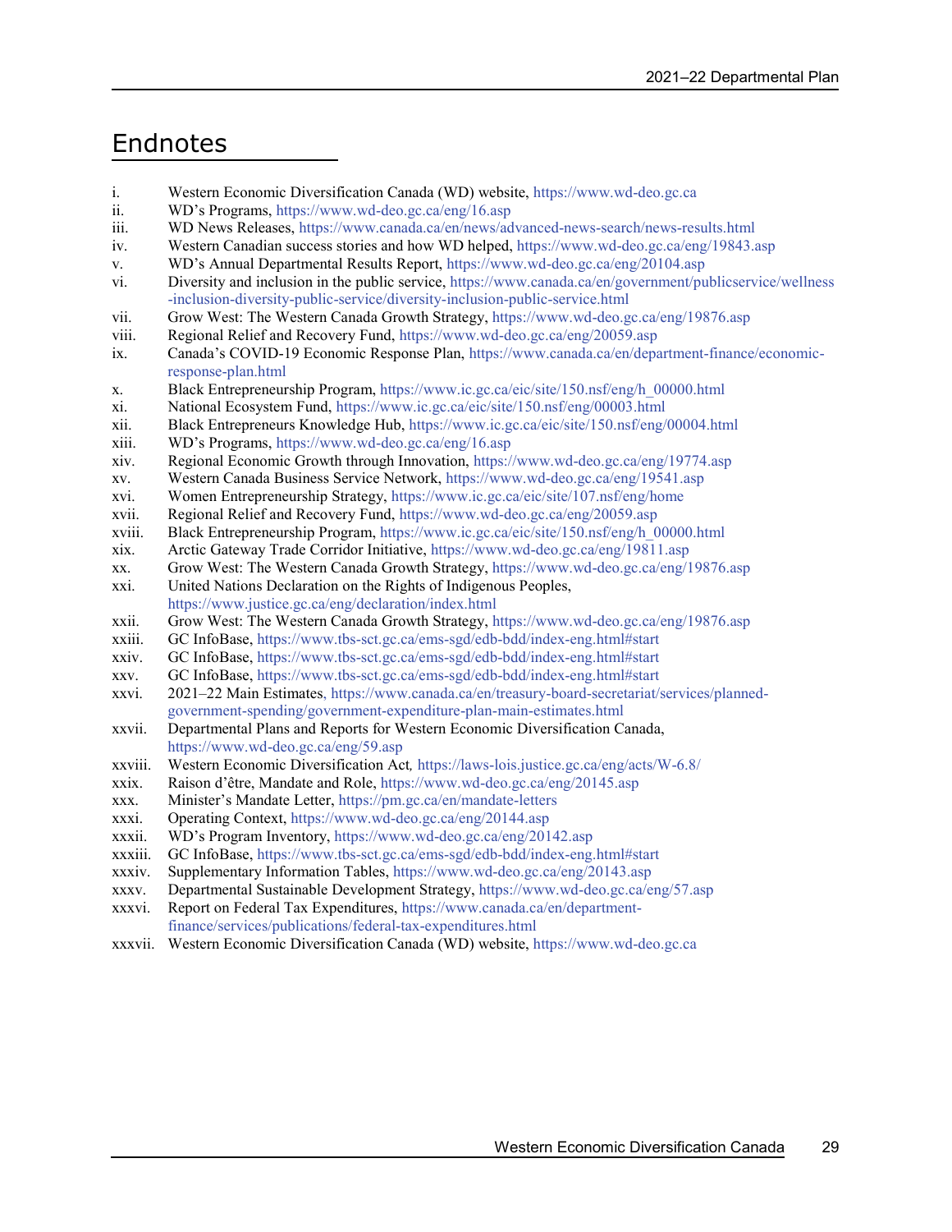# Endnotes

i. Western Economic Diversification Canada (WD) website, https://www.wd-deo.gc.ca
ii. WD's Programs, https://www.wd-deo.gc.ca/eng/16.asp
iii. WD News Releases, https://www.canada.ca/en/news/advanced-news-search/news-results.html
iv. Western Canadian success stories and how WD helped, https://www.wd-deo.gc.ca/eng/19843.asp
v. WD's Annual Departmental Results Report, https://www.wd-deo.gc.ca/eng/20104.asp
vi. Diversity and inclusion in the public service, https://www.canada.ca/en/government/publicservice/wellness-inclusion-diversity-public-service/diversity-inclusion-public-service.html
vii. Grow West: The Western Canada Growth Strategy, https://www.wd-deo.gc.ca/eng/19876.asp
viii. Regional Relief and Recovery Fund, https://www.wd-deo.gc.ca/eng/20059.asp
ix. Canada's COVID-19 Economic Response Plan, https://www.canada.ca/en/department-finance/economic-response-plan.html
x. Black Entrepreneurship Program, https://www.ic.gc.ca/eic/site/150.nsf/eng/h_00000.html
xi. National Ecosystem Fund, https://www.ic.gc.ca/eic/site/150.nsf/eng/00003.html
xii. Black Entrepreneurs Knowledge Hub, https://www.ic.gc.ca/eic/site/150.nsf/eng/00004.html
xiii. WD's Programs, https://www.wd-deo.gc.ca/eng/16.asp
xiv. Regional Economic Growth through Innovation, https://www.wd-deo.gc.ca/eng/19774.asp
xv. Western Canada Business Service Network, https://www.wd-deo.gc.ca/eng/19541.asp
xvi. Women Entrepreneurship Strategy, https://www.ic.gc.ca/eic/site/107.nsf/eng/home
xvii. Regional Relief and Recovery Fund, https://www.wd-deo.gc.ca/eng/20059.asp
xviii. Black Entrepreneurship Program, https://www.ic.gc.ca/eic/site/150.nsf/eng/h_00000.html
xix. Arctic Gateway Trade Corridor Initiative, https://www.wd-deo.gc.ca/eng/19811.asp
xx. Grow West: The Western Canada Growth Strategy, https://www.wd-deo.gc.ca/eng/19876.asp
xxi. United Nations Declaration on the Rights of Indigenous Peoples, https://www.justice.gc.ca/eng/declaration/index.html
xxii. Grow West: The Western Canada Growth Strategy, https://www.wd-deo.gc.ca/eng/19876.asp
xxiii. GC InfoBase, https://www.tbs-sct.gc.ca/ems-sgd/edb-bdd/index-eng.html#start
xxiv. GC InfoBase, https://www.tbs-sct.gc.ca/ems-sgd/edb-bdd/index-eng.html#start
xxv. GC InfoBase, https://www.tbs-sct.gc.ca/ems-sgd/edb-bdd/index-eng.html#start
xxvi. 2021–22 Main Estimates, https://www.canada.ca/en/treasury-board-secretariat/services/planned-government-spending/government-expenditure-plan-main-estimates.html
xxvii. Departmental Plans and Reports for Western Economic Diversification Canada, https://www.wd-deo.gc.ca/eng/59.asp
xxviii. *Western Economic Diversification Act*, https://laws-lois.justice.gc.ca/eng/acts/W-6.8/
xxix. Raison d'être, Mandate and Role, https://www.wd-deo.gc.ca/eng/20145.asp
xxx. Minister's Mandate Letter, https://pm.gc.ca/en/mandate-letters
xxxi. Operating Context, https://www.wd-deo.gc.ca/eng/20144.asp
xxxii. WD's Program Inventory, https://www.wd-deo.gc.ca/eng/20142.asp
xxxiii. GC InfoBase, https://www.tbs-sct.gc.ca/ems-sgd/edb-bdd/index-eng.html#start
xxxiv. Supplementary Information Tables, https://www.wd-deo.gc.ca/eng/20143.asp
xxxv. Departmental Sustainable Development Strategy, https://www.wd-deo.gc.ca/eng/57.asp
xxxvi. Report on Federal Tax Expenditures, https://www.canada.ca/en/department-finance/services/publications/federal-tax-expenditures.html
xxxvii. Western Economic Diversification Canada (WD) website, https://www.wd-deo.gc.ca